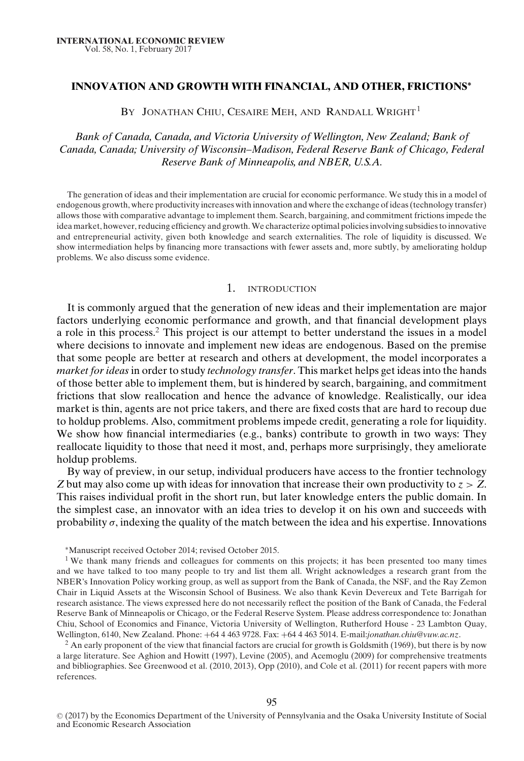# INNOVATION AND GROWTH WITH FINANCIAL, AND OTHER, FRICTIONS*

BY JONATHAN CHIU, CESAIRE MEH, AND RANDALL WRIGHT[1]

*Bank of Canada, Canada, and Victoria University of Wellington, New Zealand; Bank of Canada, Canada; University of Wisconsin–Madison, Federal Reserve Bank of Chicago, Federal Reserve Bank of Minneapolis, and NBER, U.S.A.*

The generation of ideas and their implementation are crucial for economic performance. We study this in a model of endogenous growth, where productivity increases with innovation and where the exchange of ideas (technology transfer) allows those with comparative advantage to implement them. Search, bargaining, and commitment frictions impede the idea market, however, reducing efficiency and growth. We characterize optimal policies involving subsidies to innovative and entrepreneurial activity, given both knowledge and search externalities. The role of liquidity is discussed. We show intermediation helps by financing more transactions with fewer assets and, more subtly, by ameliorating holdup problems. We also discuss some evidence.

## 1. INTRODUCTION

It is commonly argued that the generation of new ideas and their implementation are major factors underlying economic performance and growth, and that financial development plays a role in this process.[2] This project is our attempt to better understand the issues in a model where decisions to innovate and implement new ideas are endogenous. Based on the premise that some people are better at research and others at development, the model incorporates a *market for ideas* in order to study *technology transfer*. This market helps get ideas into the hands of those better able to implement them, but is hindered by search, bargaining, and commitment frictions that slow reallocation and hence the advance of knowledge. Realistically, our idea market is thin, agents are not price takers, and there are fixed costs that are hard to recoup due to holdup problems. Also, commitment problems impede credit, generating a role for liquidity. We show how financial intermediaries (e.g., banks) contribute to growth in two ways: They reallocate liquidity to those that need it most, and, perhaps more surprisingly, they ameliorate holdup problems.

By way of preview, in our setup, individual producers have access to the frontier technology $Z$ but may also come up with ideas for innovation that increase their own productivity to $z > Z$. This raises individual profit in the short run, but later knowledge enters the public domain. In the simplest case, an innovator with an idea tries to develop it on his own and succeeds with probability $\sigma$, indexing the quality of the match between the idea and his expertise. Innovations

*Manuscript received October 2014; revised October 2015.

[1] We thank many friends and colleagues for comments on this projects; it has been presented too many times and we have talked to too many people to try and list them all. Wright acknowledges a research grant from the NBER's Innovation Policy working group, as well as support from the Bank of Canada, the NSF, and the Ray Zemon Chair in Liquid Assets at the Wisconsin School of Business. We also thank Kevin Devereux and Tete Barrigah for research asistance. The views expressed here do not necessarily reflect the position of the Bank of Canada, the Federal Reserve Bank of Minneapolis or Chicago, or the Federal Reserve System. Please address correspondence to: Jonathan Chiu, School of Economics and Finance, Victoria University of Wellington, Rutherford House - 23 Lambton Quay, Wellington, 6140, New Zealand. Phone: +64 4 463 9728. Fax: +64 4 463 5014. E-mail:*jonathan.chiu@vuw.ac.nz*.

[2] An early proponent of the view that financial factors are crucial for growth is Goldsmith (1969), but there is by now a large literature. See Aghion and Howitt (1997), Levine (2005), and Acemoglu (2009) for comprehensive treatments and bibliographies. See Greenwood et al. (2010, 2013), Opp (2010), and Cole et al. (2011) for recent papers with more references.

© (2017) by the Economics Department of the University of Pennsylvania and the Osaka University Institute of Social and Economic Research Association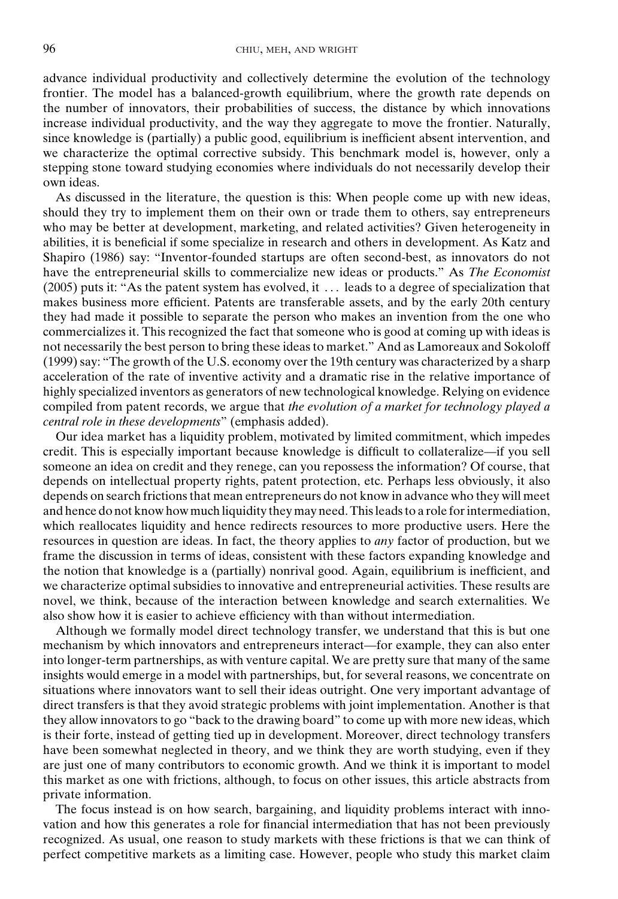advance individual productivity and collectively determine the evolution of the technology frontier. The model has a balanced-growth equilibrium, where the growth rate depends on the number of innovators, their probabilities of success, the distance by which innovations increase individual productivity, and the way they aggregate to move the frontier. Naturally, since knowledge is (partially) a public good, equilibrium is inefficient absent intervention, and we characterize the optimal corrective subsidy. This benchmark model is, however, only a stepping stone toward studying economies where individuals do not necessarily develop their own ideas.

As discussed in the literature, the question is this: When people come up with new ideas, should they try to implement them on their own or trade them to others, say entrepreneurs who may be better at development, marketing, and related activities? Given heterogeneity in abilities, it is beneficial if some specialize in research and others in development. As Katz and Shapiro (1986) say: "Inventor-founded startups are often second-best, as innovators do not have the entrepreneurial skills to commercialize new ideas or products." As *The Economist* (2005) puts it: "As the patent system has evolved, it ... leads to a degree of specialization that makes business more efficient. Patents are transferable assets, and by the early 20th century they had made it possible to separate the person who makes an invention from the one who commercializes it. This recognized the fact that someone who is good at coming up with ideas is not necessarily the best person to bring these ideas to market." And as Lamoreaux and Sokoloff (1999) say: "The growth of the U.S. economy over the 19th century was characterized by a sharp acceleration of the rate of inventive activity and a dramatic rise in the relative importance of highly specialized inventors as generators of new technological knowledge. Relying on evidence compiled from patent records, we argue that *the evolution of a market for technology played a central role in these developments*" (emphasis added).

Our idea market has a liquidity problem, motivated by limited commitment, which impedes credit. This is especially important because knowledge is difficult to collateralize—if you sell someone an idea on credit and they renege, can you repossess the information? Of course, that depends on intellectual property rights, patent protection, etc. Perhaps less obviously, it also depends on search frictions that mean entrepreneurs do not know in advance who they will meet and hence do not know how much liquidity they may need. This leads to a role for intermediation, which reallocates liquidity and hence redirects resources to more productive users. Here the resources in question are ideas. In fact, the theory applies to *any* factor of production, but we frame the discussion in terms of ideas, consistent with these factors expanding knowledge and the notion that knowledge is a (partially) nonrival good. Again, equilibrium is inefficient, and we characterize optimal subsidies to innovative and entrepreneurial activities. These results are novel, we think, because of the interaction between knowledge and search externalities. We also show how it is easier to achieve efficiency with than without intermediation.

Although we formally model direct technology transfer, we understand that this is but one mechanism by which innovators and entrepreneurs interact—for example, they can also enter into longer-term partnerships, as with venture capital. We are pretty sure that many of the same insights would emerge in a model with partnerships, but, for several reasons, we concentrate on situations where innovators want to sell their ideas outright. One very important advantage of direct transfers is that they avoid strategic problems with joint implementation. Another is that they allow innovators to go "back to the drawing board" to come up with more new ideas, which is their forte, instead of getting tied up in development. Moreover, direct technology transfers have been somewhat neglected in theory, and we think they are worth studying, even if they are just one of many contributors to economic growth. And we think it is important to model this market as one with frictions, although, to focus on other issues, this article abstracts from private information.

The focus instead is on how search, bargaining, and liquidity problems interact with innovation and how this generates a role for financial intermediation that has not been previously recognized. As usual, one reason to study markets with these frictions is that we can think of perfect competitive markets as a limiting case. However, people who study this market claim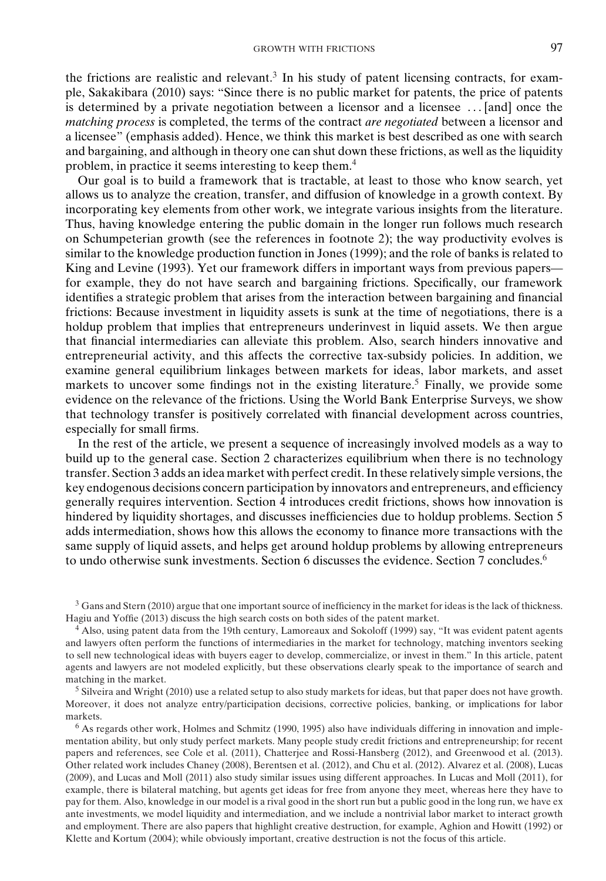the frictions are realistic and relevant.[3] In his study of patent licensing contracts, for example, Sakakibara (2010) says: "Since there is no public market for patents, the price of patents is determined by a private negotiation between a licensor and a licensee ... [and] once the *matching process* is completed, the terms of the contract *are negotiated* between a licensor and a licensee" (emphasis added). Hence, we think this market is best described as one with search and bargaining, and although in theory one can shut down these frictions, as well as the liquidity problem, in practice it seems interesting to keep them.[4]

Our goal is to build a framework that is tractable, at least to those who know search, yet allows us to analyze the creation, transfer, and diffusion of knowledge in a growth context. By incorporating key elements from other work, we integrate various insights from the literature. Thus, having knowledge entering the public domain in the longer run follows much research on Schumpeterian growth (see the references in footnote 2); the way productivity evolves is similar to the knowledge production function in Jones (1999); and the role of banks is related to King and Levine (1993). Yet our framework differs in important ways from previous papers—for example, they do not have search and bargaining frictions. Specifically, our framework identifies a strategic problem that arises from the interaction between bargaining and financial frictions: Because investment in liquidity assets is sunk at the time of negotiations, there is a holdup problem that implies that entrepreneurs underinvest in liquid assets. We then argue that financial intermediaries can alleviate this problem. Also, search hinders innovative and entrepreneurial activity, and this affects the corrective tax-subsidy policies. In addition, we examine general equilibrium linkages between markets for ideas, labor markets, and asset markets to uncover some findings not in the existing literature.[5] Finally, we provide some evidence on the relevance of the frictions. Using the World Bank Enterprise Surveys, we show that technology transfer is positively correlated with financial development across countries, especially for small firms.

In the rest of the article, we present a sequence of increasingly involved models as a way to build up to the general case. Section 2 characterizes equilibrium when there is no technology transfer. Section 3 adds an idea market with perfect credit. In these relatively simple versions, the key endogenous decisions concern participation by innovators and entrepreneurs, and efficiency generally requires intervention. Section 4 introduces credit frictions, shows how innovation is hindered by liquidity shortages, and discusses inefficiencies due to holdup problems. Section 5 adds intermediation, shows how this allows the economy to finance more transactions with the same supply of liquid assets, and helps get around holdup problems by allowing entrepreneurs to undo otherwise sunk investments. Section 6 discusses the evidence. Section 7 concludes.[6]

[3] Gans and Stern (2010) argue that one important source of inefficiency in the market for ideas is the lack of thickness. Hagiu and Yoffie (2013) discuss the high search costs on both sides of the patent market.

[4] Also, using patent data from the 19th century, Lamoreaux and Sokoloff (1999) say, "It was evident patent agents and lawyers often perform the functions of intermediaries in the market for technology, matching inventors seeking to sell new technological ideas with buyers eager to develop, commercialize, or invest in them." In this article, patent agents and lawyers are not modeled explicitly, but these observations clearly speak to the importance of search and matching in the market.

[5] Silveira and Wright (2010) use a related setup to also study markets for ideas, but that paper does not have growth. Moreover, it does not analyze entry/participation decisions, corrective policies, banking, or implications for labor markets.

[6] As regards other work, Holmes and Schmitz (1990, 1995) also have individuals differing in innovation and implementation ability, but only study perfect markets. Many people study credit frictions and entrepreneurship; for recent papers and references, see Cole et al. (2011), Chatterjee and Rossi-Hansberg (2012), and Greenwood et al. (2013). Other related work includes Chaney (2008), Berentsen et al. (2012), and Chu et al. (2012). Alvarez et al. (2008), Lucas (2009), and Lucas and Moll (2011) also study similar issues using different approaches. In Lucas and Moll (2011), for example, there is bilateral matching, but agents get ideas for free from anyone they meet, whereas here they have to pay for them. Also, knowledge in our model is a rival good in the short run but a public good in the long run, we have ex ante investments, we model liquidity and intermediation, and we include a nontrivial labor market to interact growth and employment. There are also papers that highlight creative destruction, for example, Aghion and Howitt (1992) or Klette and Kortum (2004); while obviously important, creative destruction is not the focus of this article.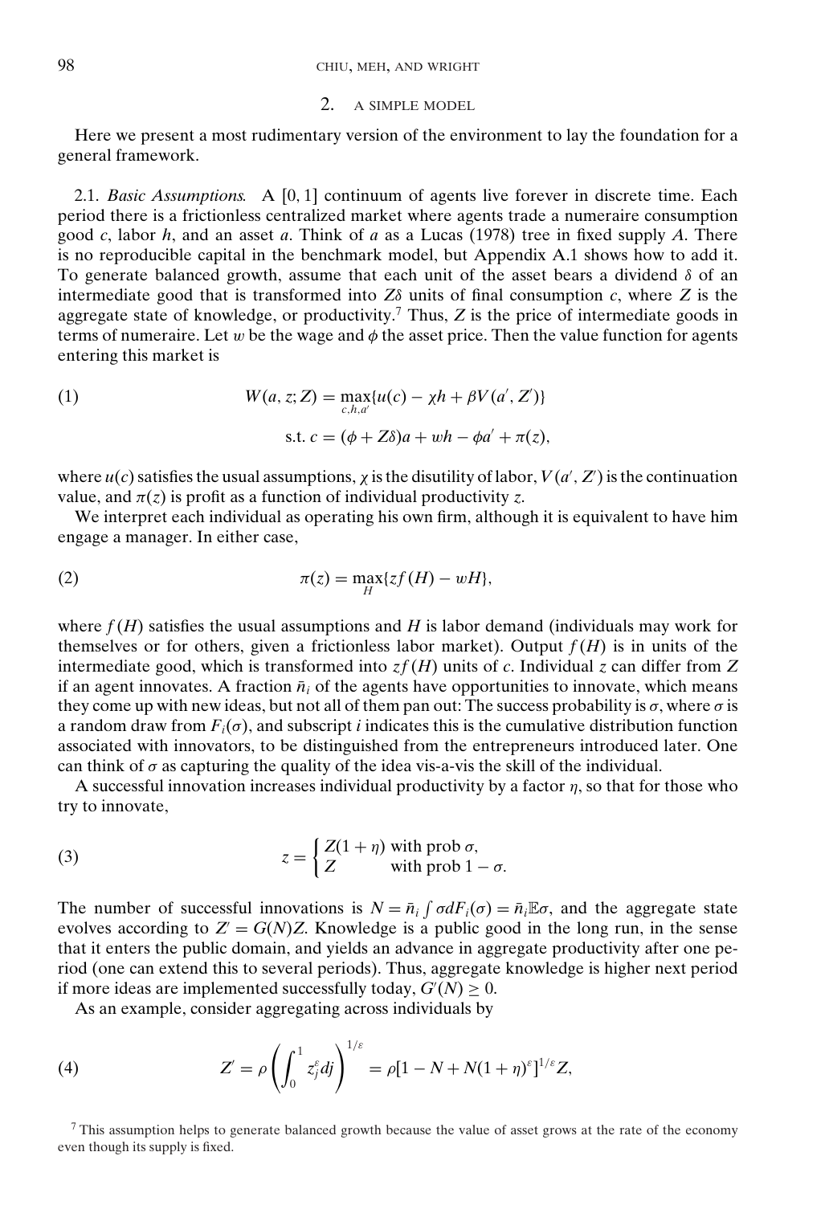## 2. A SIMPLE MODEL

Here we present a most rudimentary version of the environment to lay the foundation for a general framework.

2.1. *Basic Assumptions.* A [0, 1] continuum of agents live forever in discrete time. Each period there is a frictionless centralized market where agents trade a numeraire consumption good $c$, labor $h$, and an asset $a$. Think of $a$ as a Lucas (1978) tree in fixed supply $A$. There is no reproducible capital in the benchmark model, but Appendix A.1 shows how to add it. To generate balanced growth, assume that each unit of the asset bears a dividend $\delta$ of an intermediate good that is transformed into $Z\delta$ units of final consumption $c$, where $Z$ is the aggregate state of knowledge, or productivity.[7] Thus, $Z$ is the price of intermediate goods in terms of numeraire. Let $w$ be the wage and $\phi$ the asset price. Then the value function for agents entering this market is

$$W(a, z; Z) = \max_{c,h,a'} \{u(c) - \chi h + \beta V(a', Z')\} \tag{1}$$

$$\text{s.t. } c = (\phi + Z\delta)a + wh - \phi a' + \pi(z),$$

where $u(c)$ satisfies the usual assumptions, $\chi$ is the disutility of labor, $V(a', Z')$ is the continuation value, and $\pi(z)$ is profit as a function of individual productivity $z$.

We interpret each individual as operating his own firm, although it is equivalent to have him engage a manager. In either case,

$$\pi(z) = \max_{H} \{zf(H) - wH\}, \tag{2}$$

where $f(H)$ satisfies the usual assumptions and $H$ is labor demand (individuals may work for themselves or for others, given a frictionless labor market). Output $f(H)$ is in units of the intermediate good, which is transformed into $zf(H)$ units of $c$. Individual $z$ can differ from $Z$ if an agent innovates. A fraction $\bar{n}_i$ of the agents have opportunities to innovate, which means they come up with new ideas, but not all of them pan out: The success probability is $\sigma$, where $\sigma$ is a random draw from $F_i(\sigma)$, and subscript $i$ indicates this is the cumulative distribution function associated with innovators, to be distinguished from the entrepreneurs introduced later. One can think of $\sigma$ as capturing the quality of the idea vis-a-vis the skill of the individual.

A successful innovation increases individual productivity by a factor $\eta$, so that for those who try to innovate,

$$z = \begin{cases} Z(1+\eta) & \text{with prob } \sigma, \\ Z & \text{with prob } 1-\sigma. \end{cases} \tag{3}$$

The number of successful innovations is $N = \bar{n}_i \int \sigma dF_i(\sigma) = \bar{n}_i \mathbb{E}\sigma$, and the aggregate state evolves according to $Z' = G(N)Z$. Knowledge is a public good in the long run, in the sense that it enters the public domain, and yields an advance in aggregate productivity after one period (one can extend this to several periods). Thus, aggregate knowledge is higher next period if more ideas are implemented successfully today, $G'(N) \geq 0$.

As an example, consider aggregating across individuals by

$$Z' = \rho \left( \int_0^1 z_j^{\varepsilon} dj \right)^{1/\varepsilon} = \rho [1 - N + N(1+\eta)^{\varepsilon}]^{1/\varepsilon} Z, \tag{4}$$

[7] This assumption helps to generate balanced growth because the value of asset grows at the rate of the economy even though its supply is fixed.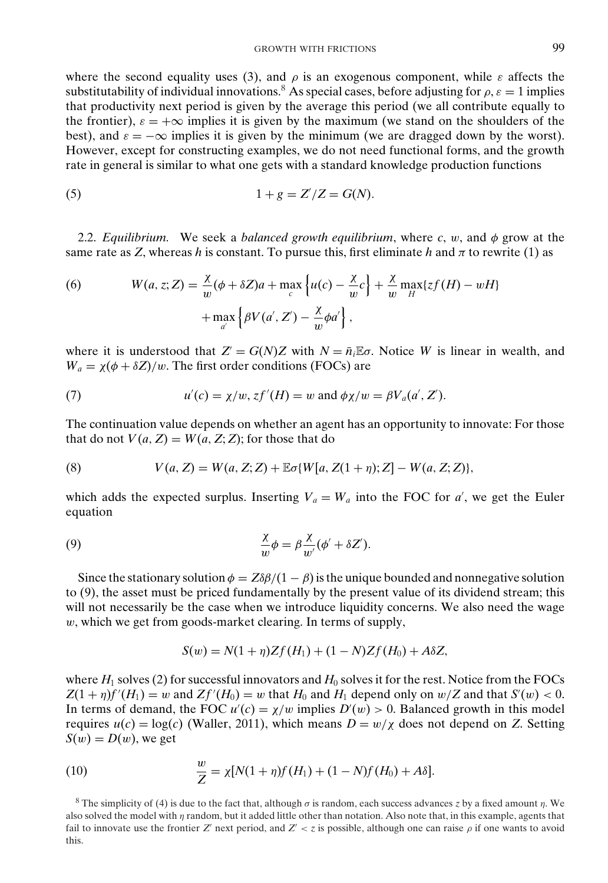where the second equality uses (3), and $\rho$ is an exogenous component, while $\varepsilon$ affects the substitutability of individual innovations.[8] As special cases, before adjusting for $\rho$, $\varepsilon = 1$ implies that productivity next period is given by the average this period (we all contribute equally to the frontier), $\varepsilon = +\infty$ implies it is given by the maximum (we stand on the shoulders of the best), and $\varepsilon = -\infty$ implies it is given by the minimum (we are dragged down by the worst). However, except for constructing examples, we do not need functional forms, and the growth rate in general is similar to what one gets with a standard knowledge production functions

$$1 + g = Z'/Z = G(N). \tag{5}$$

2.2. *Equilibrium.* We seek a *balanced growth equilibrium*, where $c$, $w$, and $\phi$ grow at the same rate as $Z$, whereas $h$ is constant. To pursue this, first eliminate $h$ and $\pi$ to rewrite (1) as

$$\begin{aligned} W(a, z; Z) = \frac{\chi}{w}(\phi + \delta Z)a + \max_c \left\{ u(c) - \frac{\chi}{w}c \right\} + \frac{\chi}{w}\max_H \{zf(H) - wH\} \\ + \max_{a'} \left\{ \beta V(a', Z') - \frac{\chi}{w}\phi a' \right\}, \end{aligned} \tag{6}$$

where it is understood that $Z' = G(N)Z$ with $N = \bar{n}_i \mathbb{E}\sigma$. Notice $W$ is linear in wealth, and $W_a = \chi(\phi + \delta Z)/w$. The first order conditions (FOCs) are

$$u'(c) = \chi/w, \; zf'(H) = w \text{ and } \phi\chi/w = \beta V_a(a', Z'). \tag{7}$$

The continuation value depends on whether an agent has an opportunity to innovate: For those that do not $V(a, Z) = W(a, Z; Z)$; for those that do

$$V(a, Z) = W(a, Z; Z) + \mathbb{E}\sigma\{W[a, Z(1+\eta); Z] - W(a, Z; Z)\}, \tag{8}$$

which adds the expected surplus. Inserting $V_a = W_a$ into the FOC for $a'$, we get the Euler equation

$$\frac{\chi}{w}\phi = \beta \frac{\chi}{w'}(\phi' + \delta Z'). \tag{9}$$

Since the stationary solution $\phi = Z\delta\beta/(1-\beta)$ is the unique bounded and nonnegative solution to (9), the asset must be priced fundamentally by the present value of its dividend stream; this will not necessarily be the case when we introduce liquidity concerns. We also need the wage $w$, which we get from goods-market clearing. In terms of supply,

$$S(w) = N(1+\eta)Zf(H_1) + (1-N)Zf(H_0) + A\delta Z,$$

where $H_1$ solves (2) for successful innovators and $H_0$ solves it for the rest. Notice from the FOCs $Z(1+\eta)f'(H_1) = w$ and $Zf'(H_0) = w$ that $H_0$ and $H_1$ depend only on $w/Z$ and that $S'(w) < 0$. In terms of demand, the FOC $u'(c) = \chi/w$ implies $D'(w) > 0$. Balanced growth in this model requires $u(c) = \log(c)$ (Waller, 2011), which means $D = w/\chi$ does not depend on $Z$. Setting $S(w) = D(w)$, we get

$$\frac{w}{Z} = \chi[N(1+\eta)f(H_1) + (1-N)f(H_0) + A\delta]. \tag{10}$$

[8] The simplicity of (4) is due to the fact that, although $\sigma$ is random, each success advances $z$ by a fixed amount $\eta$. We also solved the model with $\eta$ random, but it added little other than notation. Also note that, in this example, agents that fail to innovate use the frontier $Z'$ next period, and $Z' < z$ is possible, although one can raise $\rho$ if one wants to avoid this.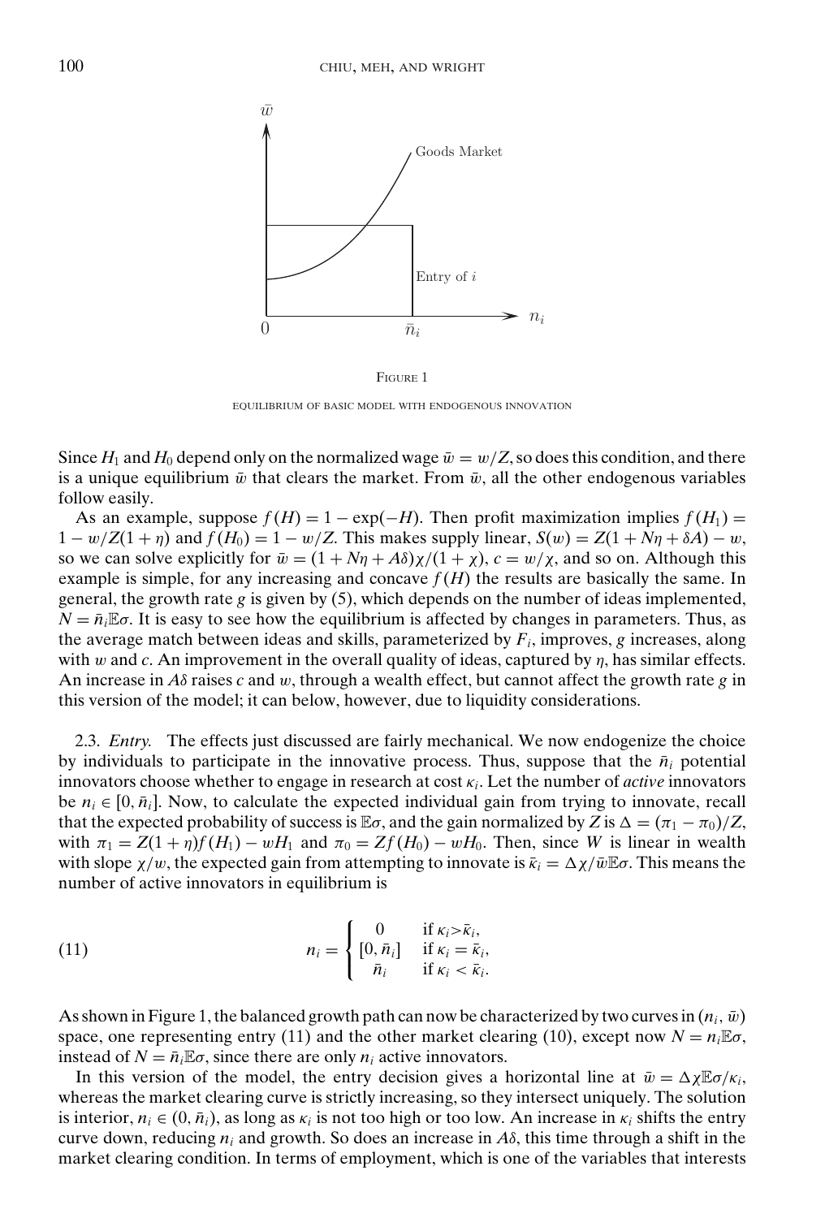FIGURE 1

EQUILIBRIUM OF BASIC MODEL WITH ENDOGENOUS INNOVATION

Since $H_1$ and $H_0$ depend only on the normalized wage $\bar{w} = w/Z$, so does this condition, and there is a unique equilibrium $\bar{w}$ that clears the market. From $\bar{w}$, all the other endogenous variables follow easily.

As an example, suppose $f(H) = 1 - \exp(-H)$. Then profit maximization implies $f(H_1) = 1 - w/Z(1+\eta)$ and $f(H_0) = 1 - w/Z$. This makes supply linear, $S(w) = Z(1 + N\eta + \delta A) - w$, so we can solve explicitly for $\bar{w} = (1 + N\eta + A\delta)\chi/(1+\chi)$, $c = w/\chi$, and so on. Although this example is simple, for any increasing and concave $f(H)$ the results are basically the same. In general, the growth rate $g$ is given by (5), which depends on the number of ideas implemented, $N = \bar{n}_i \mathbb{E}\sigma$. It is easy to see how the equilibrium is affected by changes in parameters. Thus, as the average match between ideas and skills, parameterized by $F_i$, improves, $g$ increases, along with $w$ and $c$. An improvement in the overall quality of ideas, captured by $\eta$, has similar effects. An increase in $A\delta$ raises $c$ and $w$, through a wealth effect, but cannot affect the growth rate $g$ in this version of the model; it can below, however, due to liquidity considerations.

2.3. *Entry.* The effects just discussed are fairly mechanical. We now endogenize the choice by individuals to participate in the innovative process. Thus, suppose that the $\bar{n}_i$ potential innovators choose whether to engage in research at cost $\kappa_i$. Let the number of *active* innovators be $n_i \in [0, \bar{n}_i]$. Now, to calculate the expected individual gain from trying to innovate, recall that the expected probability of success is $\mathbb{E}\sigma$, and the gain normalized by $Z$ is $\Delta = (\pi_1 - \pi_0)/Z$, with $\pi_1 = Z(1+\eta)f(H_1) - wH_1$ and $\pi_0 = Zf(H_0) - wH_0$. Then, since $W$ is linear in wealth with slope $\chi/w$, the expected gain from attempting to innovate is $\bar{\kappa}_i = \Delta\chi/\bar{w}\mathbb{E}\sigma$. This means the number of active innovators in equilibrium is

$$
n_i = \begin{cases} 0 & \text{if } \kappa_i > \bar{\kappa}_i, \\ [0, \bar{n}_i] & \text{if } \kappa_i = \bar{\kappa}_i, \\ \bar{n}_i & \text{if } \kappa_i < \bar{\kappa}_i. \end{cases} \tag{11}
$$

As shown in Figure 1, the balanced growth path can now be characterized by two curves in $(n_i, \bar{w})$ space, one representing entry (11) and the other market clearing (10), except now $N = n_i \mathbb{E}\sigma$, instead of $N = \bar{n}_i \mathbb{E}\sigma$, since there are only $n_i$ active innovators.

In this version of the model, the entry decision gives a horizontal line at $\bar{w} = \Delta\chi\mathbb{E}\sigma/\kappa_i$, whereas the market clearing curve is strictly increasing, so they intersect uniquely. The solution is interior, $n_i \in (0, \bar{n}_i)$, as long as $\kappa_i$ is not too high or too low. An increase in $\kappa_i$ shifts the entry curve down, reducing $n_i$ and growth. So does an increase in $A\delta$, this time through a shift in the market clearing condition. In terms of employment, which is one of the variables that interests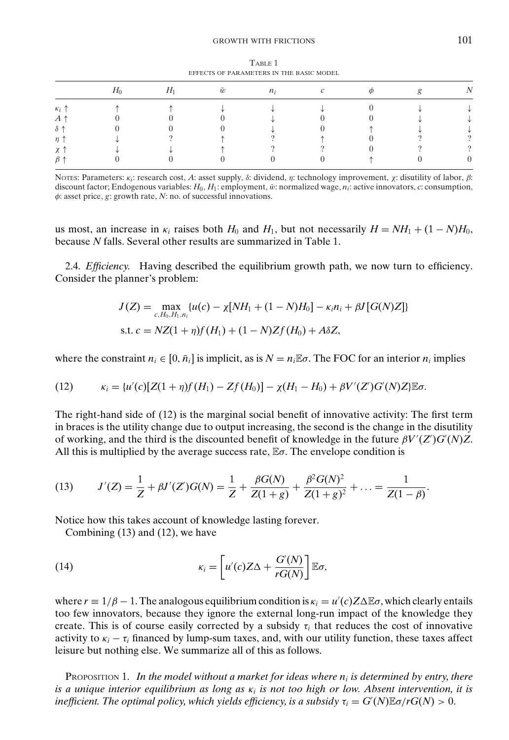TABLE 1

EFFECTS OF PARAMETERS IN THE BASIC MODEL

| | $H_0$ | $H_1$ | $\bar{w}$ | $n_i$ | $c$ | $\phi$ | $g$ | $N$ |
|---|---|---|---|---|---|---|---|---|
| $\kappa_i \uparrow$ | $\uparrow$ | $\uparrow$ | $\downarrow$ | $\downarrow$ | $\downarrow$ | 0 | $\downarrow$ | $\downarrow$ |
| $A \uparrow$ | 0 | 0 | 0 | $\downarrow$ | 0 | 0 | $\downarrow$ | $\downarrow$ |
| $\delta \uparrow$ | 0 | 0 | 0 | $\downarrow$ | 0 | $\uparrow$ | $\downarrow$ | $\downarrow$ |
| $\eta \uparrow$ | $\downarrow$ | ? | $\uparrow$ | ? | $\uparrow$ | 0 | ? | ? |
| $\chi \uparrow$ | $\downarrow$ | $\downarrow$ | $\uparrow$ | ? | ? | 0 | ? | ? |
| $\beta \uparrow$ | 0 | 0 | 0 | 0 | 0 | $\uparrow$ | 0 | 0 |

NOTES: Parameters: $\kappa_i$: research cost, $A$: asset supply, $\delta$: dividend, $\eta$: technology improvement, $\chi$: disutility of labor, $\beta$: discount factor; Endogenous variables: $H_0$, $H_1$: employment, $\bar{w}$: normalized wage, $n_i$: active innovators, $c$: consumption, $\phi$: asset price, $g$: growth rate, $N$: no. of successful innovations.

us most, an increase in $\kappa_i$ raises both $H_0$ and $H_1$, but not necessarily $H = NH_1 + (1 - N)H_0$, because $N$ falls. Several other results are summarized in Table 1.

2.4. *Efficiency.* Having described the equilibrium growth path, we now turn to efficiency. Consider the planner's problem:

$$J(Z) = \max_{c, H_0, H_1, n_i} \{u(c) - \chi[NH_1 + (1 - N)H_0] - \kappa_i n_i + \beta J[G(N)Z]\}$$

$$\text{s.t. } c = NZ(1 + \eta)f(H_1) + (1 - N)Zf(H_0) + A\delta Z,$$

where the constraint $n_i \in [0, \bar{n}_i]$ is implicit, as is $N = n_i \mathbb{E}\sigma$. The FOC for an interior $n_i$ implies

$$\kappa_i = \{u'(c)[Z(1 + \eta)f(H_1) - Zf(H_0)] - \chi(H_1 - H_0) + \beta V'(Z')G'(N)Z\}\mathbb{E}\sigma. \tag{12}$$

The right-hand side of (12) is the marginal social benefit of innovative activity: The first term in braces is the utility change due to output increasing, the second is the change in the disutility of working, and the third is the discounted benefit of knowledge in the future $\beta V'(Z')G'(N)Z$. All this is multiplied by the average success rate, $\mathbb{E}\sigma$. The envelope condition is

$$J'(Z) = \frac{1}{Z} + \beta J'(Z')G(N) = \frac{1}{Z} + \frac{\beta G(N)}{Z(1 + g)} + \frac{\beta^2 G(N)^2}{Z(1 + g)^2} + \ldots = \frac{1}{Z(1 - \beta)}. \tag{13}$$

Notice how this takes account of knowledge lasting forever.

Combining (13) and (12), we have

$$\kappa_i = \left[u'(c)Z\Delta + \frac{G'(N)}{rG(N)}\right]\mathbb{E}\sigma, \tag{14}$$

where $r \equiv 1/\beta - 1$. The analogous equilibrium condition is $\kappa_i = u'(c)Z\Delta\mathbb{E}\sigma$, which clearly entails too few innovators, because they ignore the external long-run impact of the knowledge they create. This is of course easily corrected by a subsidy $\tau_i$ that reduces the cost of innovative activity to $\kappa_i - \tau_i$ financed by lump-sum taxes, and, with our utility function, these taxes affect leisure but nothing else. We summarize all of this as follows.

PROPOSITION 1. *In the model without a market for ideas where $n_i$ is determined by entry, there is a unique interior equilibrium as long as $\kappa_i$ is not too high or low. Absent intervention, it is inefficient. The optimal policy, which yields efficiency, is a subsidy $\tau_i = G'(N)\mathbb{E}\sigma/rG(N) > 0$.*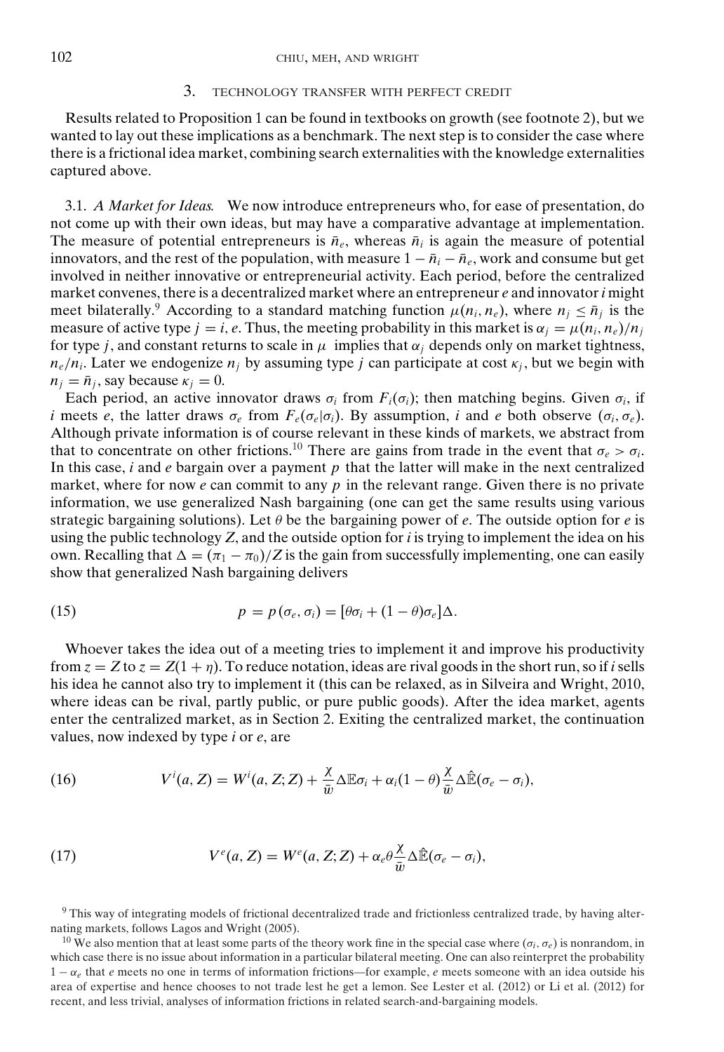## 3. TECHNOLOGY TRANSFER WITH PERFECT CREDIT

Results related to Proposition 1 can be found in textbooks on growth (see footnote 2), but we wanted to lay out these implications as a benchmark. The next step is to consider the case where there is a frictional idea market, combining search externalities with the knowledge externalities captured above.

### 3.1. *A Market for Ideas.*

We now introduce entrepreneurs who, for ease of presentation, do not come up with their own ideas, but may have a comparative advantage at implementation. The measure of potential entrepreneurs is $\bar{n}_e$, whereas $\bar{n}_i$ is again the measure of potential innovators, and the rest of the population, with measure $1 - \bar{n}_i - \bar{n}_e$, work and consume but get involved in neither innovative or entrepreneurial activity. Each period, before the centralized market convenes, there is a decentralized market where an entrepreneur $e$ and innovator $i$ might meet bilaterally.[9] According to a standard matching function $\mu(n_i, n_e)$, where $n_j \leq \bar{n}_j$ is the measure of active type $j = i, e$. Thus, the meeting probability in this market is $\alpha_j = \mu(n_i, n_e)/n_j$ for type $j$, and constant returns to scale in $\mu$ implies that $\alpha_j$ depends only on market tightness, $n_e/n_i$. Later we endogenize $n_j$ by assuming type $j$ can participate at cost $\kappa_j$, but we begin with $n_j = \bar{n}_j$, say because $\kappa_j = 0$.

Each period, an active innovator draws $\sigma_i$ from $F_i(\sigma_i)$; then matching begins. Given $\sigma_i$, if $i$ meets $e$, the latter draws $\sigma_e$ from $F_e(\sigma_e|\sigma_i)$. By assumption, $i$ and $e$ both observe $(\sigma_i, \sigma_e)$. Although private information is of course relevant in these kinds of markets, we abstract from that to concentrate on other frictions.[10] There are gains from trade in the event that $\sigma_e > \sigma_i$. In this case, $i$ and $e$ bargain over a payment $p$ that the latter will make in the next centralized market, where for now $e$ can commit to any $p$ in the relevant range. Given there is no private information, we use generalized Nash bargaining (one can get the same results using various strategic bargaining solutions). Let $\theta$ be the bargaining power of $e$. The outside option for $e$ is using the public technology $Z$, and the outside option for $i$ is trying to implement the idea on his own. Recalling that $\Delta = (\pi_1 - \pi_0)/Z$ is the gain from successfully implementing, one can easily show that generalized Nash bargaining delivers

$$p = p(\sigma_e, \sigma_i) = [\theta\sigma_i + (1-\theta)\sigma_e]\Delta. \tag{15}$$

Whoever takes the idea out of a meeting tries to implement it and improve his productivity from $z = Z$ to $z = Z(1+\eta)$. To reduce notation, ideas are rival goods in the short run, so if $i$ sells his idea he cannot also try to implement it (this can be relaxed, as in Silveira and Wright, 2010, where ideas can be rival, partly public, or pure public goods). After the idea market, agents enter the centralized market, as in Section 2. Exiting the centralized market, the continuation values, now indexed by type $i$ or $e$, are

$$V^i(a, Z) = W^i(a, Z; Z) + \frac{\chi}{\bar{w}}\Delta\mathbb{E}\sigma_i + \alpha_i(1-\theta)\frac{\chi}{\bar{w}}\Delta\hat{\mathbb{E}}(\sigma_e - \sigma_i), \tag{16}$$

$$V^e(a, Z) = W^e(a, Z; Z) + \alpha_e\theta\frac{\chi}{\bar{w}}\Delta\hat{\mathbb{E}}(\sigma_e - \sigma_i), \tag{17}$$

[9] This way of integrating models of frictional decentralized trade and frictionless centralized trade, by having alternating markets, follows Lagos and Wright (2005).

[10] We also mention that at least some parts of the theory work fine in the special case where $(\sigma_i, \sigma_e)$ is nonrandom, in which case there is no issue about information in a particular bilateral meeting. One can also reinterpret the probability $1 - \alpha_e$ that $e$ meets no one in terms of information frictions—for example, $e$ meets someone with an idea outside his area of expertise and hence chooses to not trade lest he get a lemon. See Lester et al. (2012) or Li et al. (2012) for recent, and less trivial, analyses of information frictions in related search-and-bargaining models.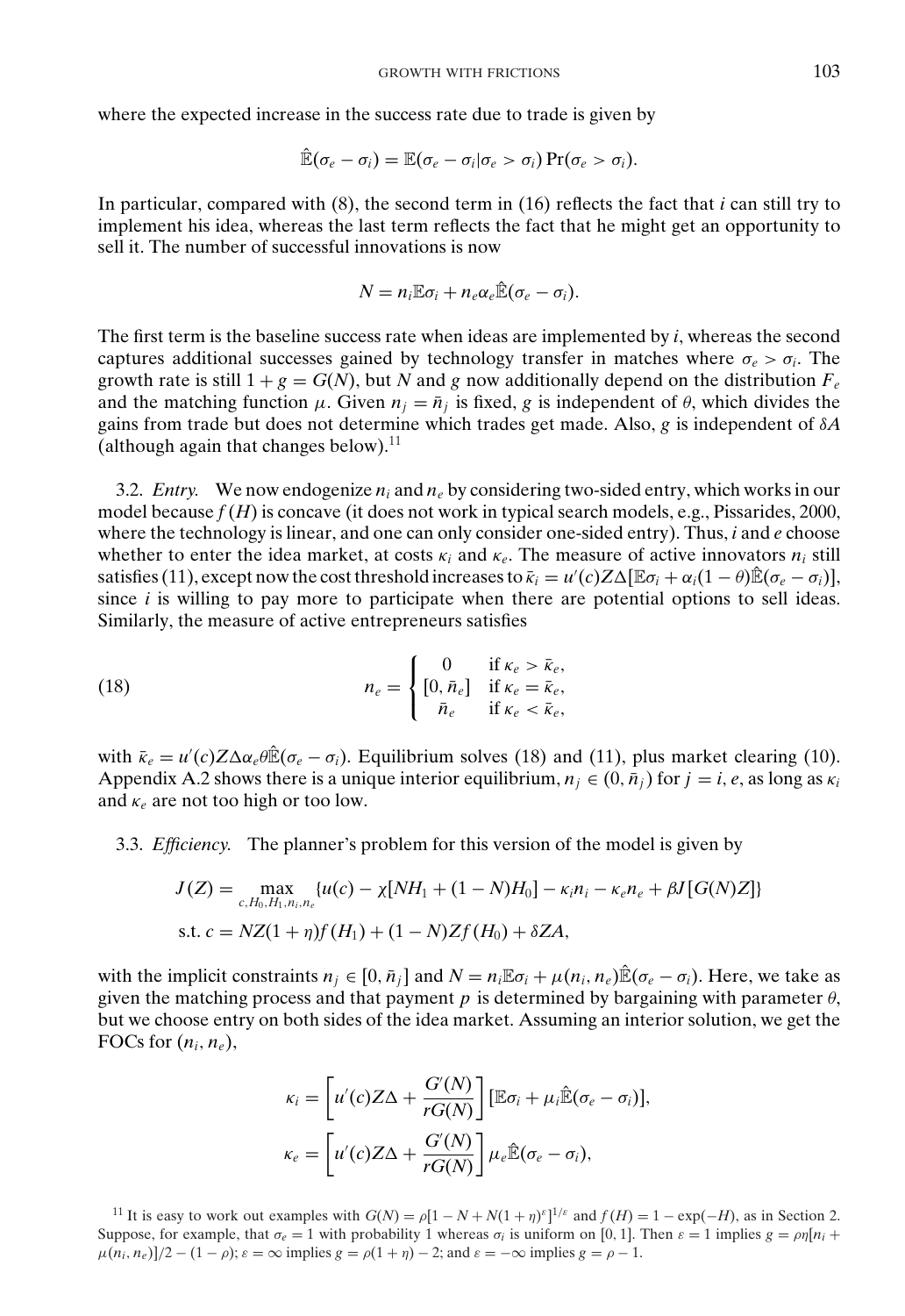where the expected increase in the success rate due to trade is given by

$$\hat{\mathbb{E}}(\sigma_e - \sigma_i) = \mathbb{E}(\sigma_e - \sigma_i | \sigma_e > \sigma_i) \Pr(\sigma_e > \sigma_i).$$

In particular, compared with (8), the second term in (16) reflects the fact that $i$ can still try to implement his idea, whereas the last term reflects the fact that he might get an opportunity to sell it. The number of successful innovations is now

$$N = n_i \mathbb{E}\sigma_i + n_e \alpha_e \hat{\mathbb{E}}(\sigma_e - \sigma_i).$$

The first term is the baseline success rate when ideas are implemented by $i$, whereas the second captures additional successes gained by technology transfer in matches where $\sigma_e > \sigma_i$. The growth rate is still $1 + g = G(N)$, but $N$ and $g$ now additionally depend on the distribution $F_e$ and the matching function $\mu$. Given $n_j = \bar{n}_j$ is fixed, $g$ is independent of $\theta$, which divides the gains from trade but does not determine which trades get made. Also, $g$ is independent of $\delta A$ (although again that changes below).[11]

3.2. *Entry.* We now endogenize $n_i$ and $n_e$ by considering two-sided entry, which works in our model because $f(H)$ is concave (it does not work in typical search models, e.g., Pissarides, 2000, where the technology is linear, and one can only consider one-sided entry). Thus, $i$ and $e$ choose whether to enter the idea market, at costs $\kappa_i$ and $\kappa_e$. The measure of active innovators $n_i$ still satisfies (11), except now the cost threshold increases to $\bar{\kappa}_i = u'(c)Z\Delta[\mathbb{E}\sigma_i + \alpha_i(1-\theta)\hat{\mathbb{E}}(\sigma_e - \sigma_i)]$, since $i$ is willing to pay more to participate when there are potential options to sell ideas. Similarly, the measure of active entrepreneurs satisfies

$$n_e = \begin{cases} 0 & \text{if } \kappa_e > \bar{\kappa}_e, \\ [0, \bar{n}_e] & \text{if } \kappa_e = \bar{\kappa}_e, \\ \bar{n}_e & \text{if } \kappa_e < \bar{\kappa}_e, \end{cases} \tag{18}$$

with $\bar{\kappa}_e = u'(c)Z\Delta\alpha_e\theta\hat{\mathbb{E}}(\sigma_e - \sigma_i)$. Equilibrium solves (18) and (11), plus market clearing (10). Appendix A.2 shows there is a unique interior equilibrium, $n_j \in (0, \bar{n}_j)$ for $j = i, e$, as long as $\kappa_i$ and $\kappa_e$ are not too high or too low.

3.3. *Efficiency.* The planner's problem for this version of the model is given by

$$J(Z) = \max_{c, H_0, H_1, n_i, n_e} \{u(c) - \chi[NH_1 + (1-N)H_0] - \kappa_i n_i - \kappa_e n_e + \beta J[G(N)Z]\}$$

$$\text{s.t. } c = NZ(1+\eta)f(H_1) + (1-N)Zf(H_0) + \delta ZA,$$

with the implicit constraints $n_j \in [0, \bar{n}_j]$ and $N = n_i\mathbb{E}\sigma_i + \mu(n_i, n_e)\hat{\mathbb{E}}(\sigma_e - \sigma_i)$. Here, we take as given the matching process and that payment $p$ is determined by bargaining with parameter $\theta$, but we choose entry on both sides of the idea market. Assuming an interior solution, we get the FOCs for $(n_i, n_e)$,

$$\kappa_i = \left[u'(c)Z\Delta + \frac{G'(N)}{rG(N)}\right][\mathbb{E}\sigma_i + \mu_i\hat{\mathbb{E}}(\sigma_e - \sigma_i)],$$

$$\kappa_e = \left[u'(c)Z\Delta + \frac{G'(N)}{rG(N)}\right]\mu_e\hat{\mathbb{E}}(\sigma_e - \sigma_i),$$

[11] It is easy to work out examples with $G(N) = \rho[1 - N + N(1+\eta)^{\varepsilon}]^{1/\varepsilon}$ and $f(H) = 1 - \exp(-H)$, as in Section 2. Suppose, for example, that $\sigma_e = 1$ with probability 1 whereas $\sigma_i$ is uniform on $[0, 1]$. Then $\varepsilon = 1$ implies $g = \rho\eta[n_i + \mu(n_i, n_e)]/2 - (1-\rho)$; $\varepsilon = \infty$ implies $g = \rho(1+\eta) - 2$; and $\varepsilon = -\infty$ implies $g = \rho - 1$.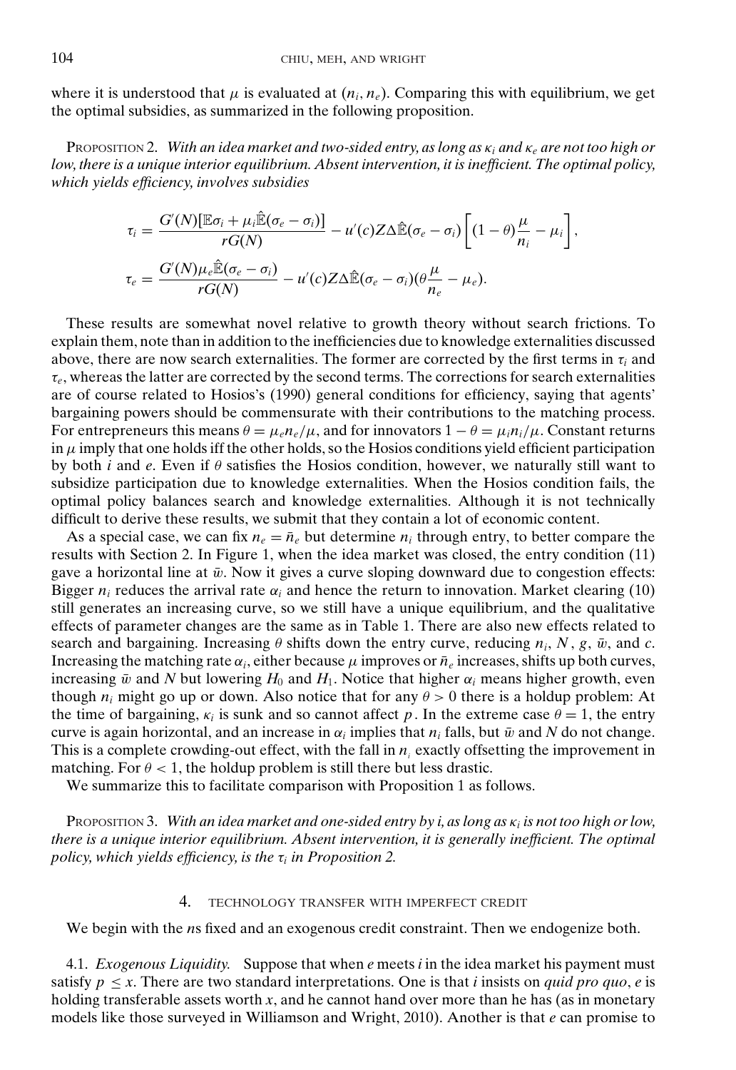where it is understood that $\mu$ is evaluated at $(n_i, n_e)$. Comparing this with equilibrium, we get the optimal subsidies, as summarized in the following proposition.

PROPOSITION 2. *With an idea market and two-sided entry, as long as $\kappa_i$ and $\kappa_e$ are not too high or low, there is a unique interior equilibrium. Absent intervention, it is inefficient. The optimal policy, which yields efficiency, involves subsidies*

$$\tau_i = \frac{G'(N)[\mathbb{E}\sigma_i + \mu_i \hat{\mathbb{E}}(\sigma_e - \sigma_i)]}{rG(N)} - u'(c)Z\Delta\hat{\mathbb{E}}(\sigma_e - \sigma_i)\left[(1-\theta)\frac{\mu}{n_i} - \mu_i\right],$$

$$\tau_e = \frac{G'(N)\mu_e \hat{\mathbb{E}}(\sigma_e - \sigma_i)}{rG(N)} - u'(c)Z\Delta\hat{\mathbb{E}}(\sigma_e - \sigma_i)(\theta\frac{\mu}{n_e} - \mu_e).$$

These results are somewhat novel relative to growth theory without search frictions. To explain them, note than in addition to the inefficiencies due to knowledge externalities discussed above, there are now search externalities. The former are corrected by the first terms in $\tau_i$ and $\tau_e$, whereas the latter are corrected by the second terms. The corrections for search externalities are of course related to Hosios's (1990) general conditions for efficiency, saying that agents' bargaining powers should be commensurate with their contributions to the matching process. For entrepreneurs this means $\theta = \mu_e n_e/\mu$, and for innovators $1 - \theta = \mu_i n_i/\mu$. Constant returns in $\mu$ imply that one holds iff the other holds, so the Hosios conditions yield efficient participation by both $i$ and $e$. Even if $\theta$ satisfies the Hosios condition, however, we naturally still want to subsidize participation due to knowledge externalities. When the Hosios condition fails, the optimal policy balances search and knowledge externalities. Although it is not technically difficult to derive these results, we submit that they contain a lot of economic content.

As a special case, we can fix $n_e = \bar{n}_e$ but determine $n_i$ through entry, to better compare the results with Section 2. In Figure 1, when the idea market was closed, the entry condition (11) gave a horizontal line at $\bar{w}$. Now it gives a curve sloping downward due to congestion effects: Bigger $n_i$ reduces the arrival rate $\alpha_i$ and hence the return to innovation. Market clearing (10) still generates an increasing curve, so we still have a unique equilibrium, and the qualitative effects of parameter changes are the same as in Table 1. There are also new effects related to search and bargaining. Increasing $\theta$ shifts down the entry curve, reducing $n_i$, $N$, $g$, $\bar{w}$, and $c$. Increasing the matching rate $\alpha_i$, either because $\mu$ improves or $\bar{n}_e$ increases, shifts up both curves, increasing $\bar{w}$ and $N$ but lowering $H_0$ and $H_1$. Notice that higher $\alpha_i$ means higher growth, even though $n_i$ might go up or down. Also notice that for any $\theta > 0$ there is a holdup problem: At the time of bargaining, $\kappa_i$ is sunk and so cannot affect $p$. In the extreme case $\theta = 1$, the entry curve is again horizontal, and an increase in $\alpha_i$ implies that $n_i$ falls, but $\bar{w}$ and $N$ do not change. This is a complete crowding-out effect, with the fall in $n_i$ exactly offsetting the improvement in matching. For $\theta < 1$, the holdup problem is still there but less drastic.

We summarize this to facilitate comparison with Proposition 1 as follows.

PROPOSITION 3. *With an idea market and one-sided entry by i, as long as $\kappa_i$ is not too high or low, there is a unique interior equilibrium. Absent intervention, it is generally inefficient. The optimal policy, which yields efficiency, is the $\tau_i$ in Proposition 2.*

## 4. TECHNOLOGY TRANSFER WITH IMPERFECT CREDIT

We begin with the $n$s fixed and an exogenous credit constraint. Then we endogenize both.

4.1. *Exogenous Liquidity.* Suppose that when $e$ meets $i$ in the idea market his payment must satisfy $p \leq x$. There are two standard interpretations. One is that $i$ insists on *quid pro quo*, $e$ is holding transferable assets worth $x$, and he cannot hand over more than he has (as in monetary models like those surveyed in Williamson and Wright, 2010). Another is that $e$ can promise to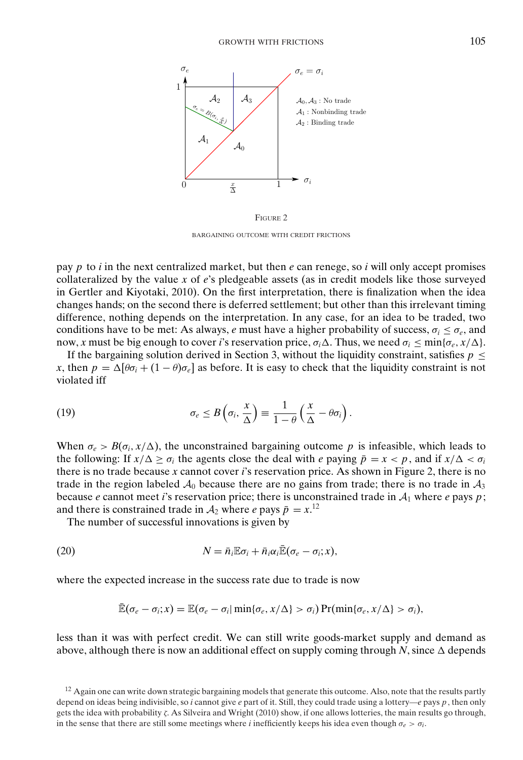FIGURE 2

BARGAINING OUTCOME WITH CREDIT FRICTIONS

pay $p$ to $i$ in the next centralized market, but then $e$ can renege, so $i$ will only accept promises collateralized by the value $x$ of $e$'s pledgeable assets (as in credit models like those surveyed in Gertler and Kiyotaki, 2010). On the first interpretation, there is finalization when the idea changes hands; on the second there is deferred settlement; but other than this irrelevant timing difference, nothing depends on the interpretation. In any case, for an idea to be traded, two conditions have to be met: As always, $e$ must have a higher probability of success, $\sigma_i \leq \sigma_e$, and now, $x$ must be big enough to cover $i$'s reservation price, $\sigma_i \Delta$. Thus, we need $\sigma_i \leq \min\{\sigma_e, x/\Delta\}$.

If the bargaining solution derived in Section 3, without the liquidity constraint, satisfies $p \leq x$, then $p = \Delta[\theta\sigma_i + (1-\theta)\sigma_e]$ as before. It is easy to check that the liquidity constraint is not violated iff

$$\sigma_e \leq B\left(\sigma_i, \frac{x}{\Delta}\right) \equiv \frac{1}{1-\theta}\left(\frac{x}{\Delta} - \theta\sigma_i\right). \tag{19}$$

When $\sigma_e > B(\sigma_i, x/\Delta)$, the unconstrained bargaining outcome $p$ is infeasible, which leads to the following: If $x/\Delta \geq \sigma_i$ the agents close the deal with $e$ paying $\bar{p} = x < p$, and if $x/\Delta < \sigma_i$ there is no trade because $x$ cannot cover $i$'s reservation price. As shown in Figure 2, there is no trade in the region labeled $\mathcal{A}_0$ because there are no gains from trade; there is no trade in $\mathcal{A}_3$ because $e$ cannot meet $i$'s reservation price; there is unconstrained trade in $\mathcal{A}_1$ where $e$ pays $p$; and there is constrained trade in $\mathcal{A}_2$ where $e$ pays $\bar{p} = x$.[12]

The number of successful innovations is given by

$$N = \bar{n}_i \mathbb{E}\sigma_i + \bar{n}_i \alpha_i \bar{\mathbb{E}}(\sigma_e - \sigma_i; x), \tag{20}$$

where the expected increase in the success rate due to trade is now

$$\bar{\mathbb{E}}(\sigma_e - \sigma_i; x) = \mathbb{E}(\sigma_e - \sigma_i | \min\{\sigma_e, x/\Delta\} > \sigma_i) \Pr(\min\{\sigma_e, x/\Delta\} > \sigma_i),$$

less than it was with perfect credit. We can still write goods-market supply and demand as above, although there is now an additional effect on supply coming through $N$, since $\Delta$ depends

[12] Again one can write down strategic bargaining models that generate this outcome. Also, note that the results partly depend on ideas being indivisible, so $i$ cannot give $e$ part of it. Still, they could trade using a lottery—$e$ pays $p$, then only gets the idea with probability $\zeta$. As Silveira and Wright (2010) show, if one allows lotteries, the main results go through, in the sense that there are still some meetings where $i$ inefficiently keeps his idea even though $\sigma_e > \sigma_i$.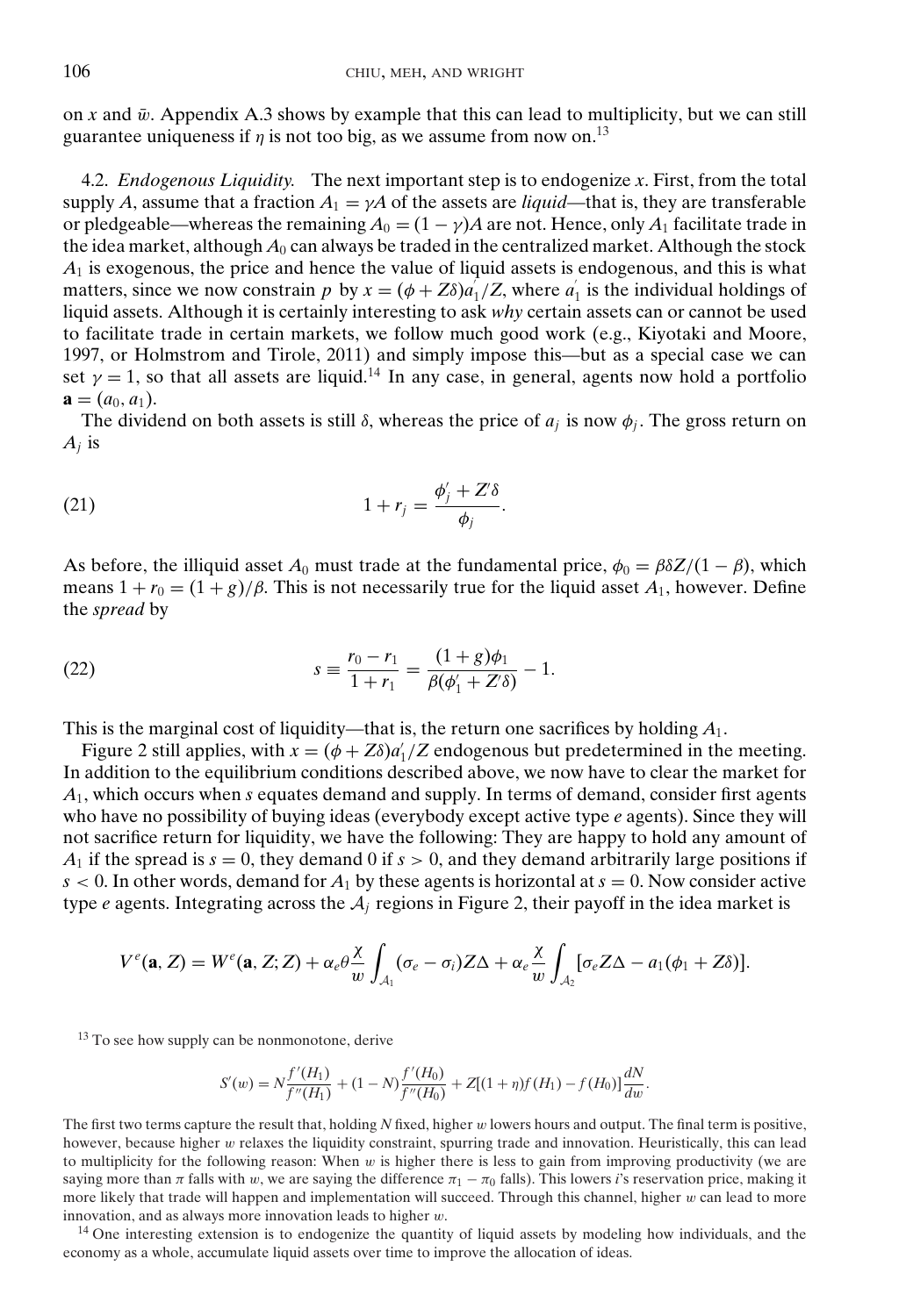on $x$ and $\bar{w}$. Appendix A.3 shows by example that this can lead to multiplicity, but we can still guarantee uniqueness if $\eta$ is not too big, as we assume from now on.[13]

4.2. *Endogenous Liquidity.* The next important step is to endogenize $x$. First, from the total supply $A$, assume that a fraction $A_1 = \gamma A$ of the assets are *liquid*—that is, they are transferable or pledgeable—whereas the remaining $A_0 = (1-\gamma)A$ are not. Hence, only $A_1$ facilitate trade in the idea market, although $A_0$ can always be traded in the centralized market. Although the stock $A_1$ is exogenous, the price and hence the value of liquid assets is endogenous, and this is what matters, since we now constrain $p$ by $x = (\phi + Z\delta)a_1'/Z$, where $a_1'$ is the individual holdings of liquid assets. Although it is certainly interesting to ask *why* certain assets can or cannot be used to facilitate trade in certain markets, we follow much good work (e.g., Kiyotaki and Moore, 1997, or Holmstrom and Tirole, 2011) and simply impose this—but as a special case we can set $\gamma = 1$, so that all assets are liquid.[14] In any case, in general, agents now hold a portfolio $\mathbf{a} = (a_0, a_1)$.

The dividend on both assets is still $\delta$, whereas the price of $a_j$ is now $\phi_j$. The gross return on $A_j$ is

$$1 + r_j = \frac{\phi_j' + Z'\delta}{\phi_j}. \tag{21}$$

As before, the illiquid asset $A_0$ must trade at the fundamental price, $\phi_0 = \beta\delta Z/(1-\beta)$, which means $1 + r_0 = (1+g)/\beta$. This is not necessarily true for the liquid asset $A_1$, however. Define the *spread* by

$$s \equiv \frac{r_0 - r_1}{1 + r_1} = \frac{(1+g)\phi_1}{\beta(\phi_1' + Z'\delta)} - 1. \tag{22}$$

This is the marginal cost of liquidity—that is, the return one sacrifices by holding $A_1$.

Figure 2 still applies, with $x = (\phi + Z\delta)a_1'/Z$ endogenous but predetermined in the meeting. In addition to the equilibrium conditions described above, we now have to clear the market for $A_1$, which occurs when $s$ equates demand and supply. In terms of demand, consider first agents who have no possibility of buying ideas (everybody except active type $e$ agents). Since they will not sacrifice return for liquidity, we have the following: They are happy to hold any amount of $A_1$ if the spread is $s = 0$, they demand 0 if $s > 0$, and they demand arbitrarily large positions if $s < 0$. In other words, demand for $A_1$ by these agents is horizontal at $s = 0$. Now consider active type $e$ agents. Integrating across the $\mathcal{A}_j$ regions in Figure 2, their payoff in the idea market is

$$V^e(\mathbf{a}, Z) = W^e(\mathbf{a}, Z; Z) + \alpha_e \theta \frac{\chi}{w} \int_{\mathcal{A}_1} (\sigma_e - \sigma_i) Z\Delta + \alpha_e \frac{\chi}{w} \int_{\mathcal{A}_2} [\sigma_e Z\Delta - a_1(\phi_1 + Z\delta)].$$

[13] To see how supply can be nonmonotone, derive

$$S'(w) = N\frac{f'(H_1)}{f''(H_1)} + (1-N)\frac{f'(H_0)}{f''(H_0)} + Z[(1+\eta)f(H_1) - f(H_0)]\frac{dN}{dw}.$$

The first two terms capture the result that, holding $N$ fixed, higher $w$ lowers hours and output. The final term is positive, however, because higher $w$ relaxes the liquidity constraint, spurring trade and innovation. Heuristically, this can lead to multiplicity for the following reason: When $w$ is higher there is less to gain from improving productivity (we are saying more than $\pi$ falls with $w$, we are saying the difference $\pi_1 - \pi_0$ falls). This lowers $i$'s reservation price, making it more likely that trade will happen and implementation will succeed. Through this channel, higher $w$ can lead to more innovation, and as always more innovation leads to higher $w$.

[14] One interesting extension is to endogenize the quantity of liquid assets by modeling how individuals, and the economy as a whole, accumulate liquid assets over time to improve the allocation of ideas.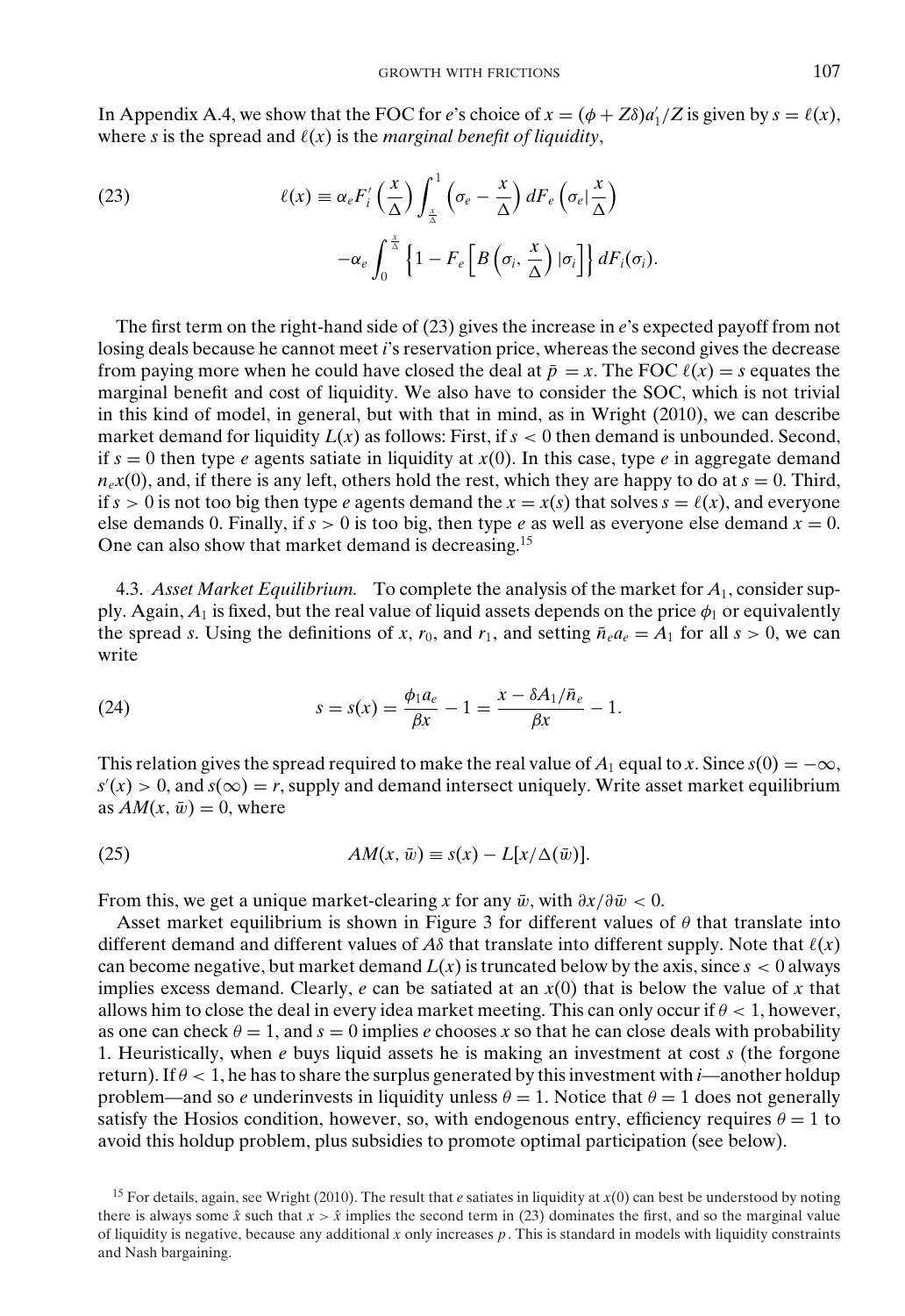In Appendix A.4, we show that the FOC for $e$'s choice of $x = (\phi + Z\delta)a_1'/Z$ is given by $s = \ell(x)$, where $s$ is the spread and $\ell(x)$ is the *marginal benefit of liquidity*,

$$\ell(x) \equiv \alpha_e F_i'\left(\frac{x}{\Delta}\right) \int_{\frac{x}{\Delta}}^{1} \left(\sigma_e - \frac{x}{\Delta}\right) dF_e\left(\sigma_e \middle| \frac{x}{\Delta}\right) - \alpha_e \int_0^{\frac{x}{\Delta}} \left\{1 - F_e\left[B\left(\sigma_i, \frac{x}{\Delta}\right) | \sigma_i\right]\right\} dF_i(\sigma_i). \tag{23}$$

The first term on the right-hand side of (23) gives the increase in $e$'s expected payoff from not losing deals because he cannot meet $i$'s reservation price, whereas the second gives the decrease from paying more when he could have closed the deal at $\bar{p} = x$. The FOC $\ell(x) = s$ equates the marginal benefit and cost of liquidity. We also have to consider the SOC, which is not trivial in this kind of model, in general, but with that in mind, as in Wright (2010), we can describe market demand for liquidity $L(x)$ as follows: First, if $s < 0$ then demand is unbounded. Second, if $s = 0$ then type $e$ agents satiate in liquidity at $x(0)$. In this case, type $e$ in aggregate demand $n_e x(0)$, and, if there is any left, others hold the rest, which they are happy to do at $s = 0$. Third, if $s > 0$ is not too big then type $e$ agents demand the $x = x(s)$ that solves $s = \ell(x)$, and everyone else demands 0. Finally, if $s > 0$ is too big, then type $e$ as well as everyone else demand $x = 0$. One can also show that market demand is decreasing.[15]

4.3. *Asset Market Equilibrium.* To complete the analysis of the market for $A_1$, consider supply. Again, $A_1$ is fixed, but the real value of liquid assets depends on the price $\phi_1$ or equivalently the spread $s$. Using the definitions of $x$, $r_0$, and $r_1$, and setting $\bar{n}_e a_e = A_1$ for all $s > 0$, we can write

$$s = s(x) = \frac{\phi_1 a_e}{\beta x} - 1 = \frac{x - \delta A_1/\bar{n}_e}{\beta x} - 1. \tag{24}$$

This relation gives the spread required to make the real value of $A_1$ equal to $x$. Since $s(0) = -\infty$, $s'(x) > 0$, and $s(\infty) = r$, supply and demand intersect uniquely. Write asset market equilibrium as $AM(x, \bar{w}) = 0$, where

$$AM(x, \bar{w}) \equiv s(x) - L[x/\Delta(\bar{w})]. \tag{25}$$

From this, we get a unique market-clearing $x$ for any $\bar{w}$, with $\partial x/\partial \bar{w} < 0$.

Asset market equilibrium is shown in Figure 3 for different values of $\theta$ that translate into different demand and different values of $A\delta$ that translate into different supply. Note that $\ell(x)$ can become negative, but market demand $L(x)$ is truncated below by the axis, since $s < 0$ always implies excess demand. Clearly, $e$ can be satiated at an $x(0)$ that is below the value of $x$ that allows him to close the deal in every idea market meeting. This can only occur if $\theta < 1$, however, as one can check $\theta = 1$, and $s = 0$ implies $e$ chooses $x$ so that he can close deals with probability 1. Heuristically, when $e$ buys liquid assets he is making an investment at cost $s$ (the forgone return). If $\theta < 1$, he has to share the surplus generated by this investment with $i$—another holdup problem—and so $e$ underinvests in liquidity unless $\theta = 1$. Notice that $\theta = 1$ does not generally satisfy the Hosios condition, however, so, with endogenous entry, efficiency requires $\theta = 1$ to avoid this holdup problem, plus subsidies to promote optimal participation (see below).

[15] For details, again, see Wright (2010). The result that $e$ satiates in liquidity at $x(0)$ can best be understood by noting there is always some $\hat{x}$ such that $x > \hat{x}$ implies the second term in (23) dominates the first, and so the marginal value of liquidity is negative, because any additional $x$ only increases $p$. This is standard in models with liquidity constraints and Nash bargaining.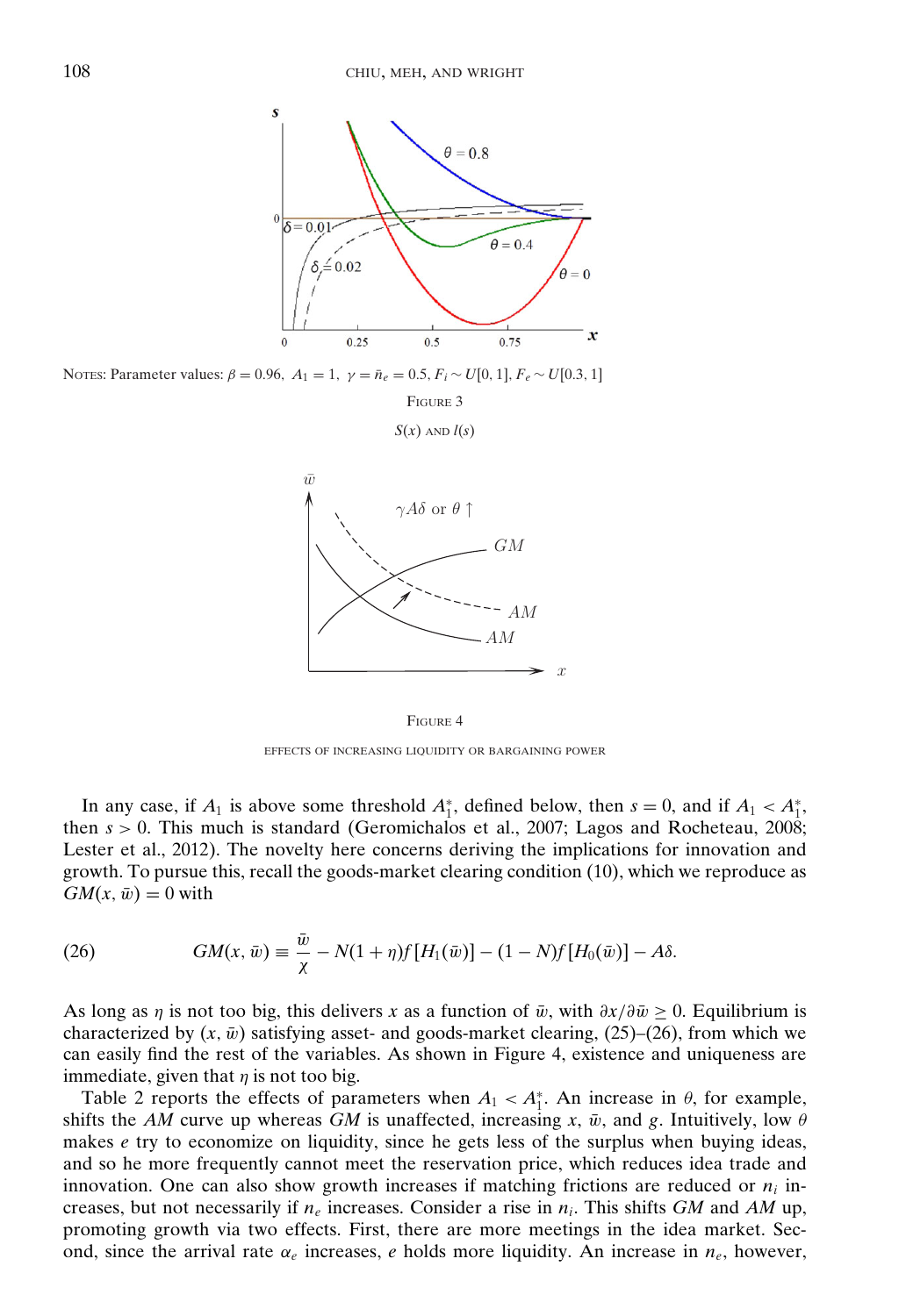NOTES: Parameter values: $\beta = 0.96$, $A_1 = 1$, $\gamma = \bar{n}_e = 0.5$, $F_i \sim U[0, 1]$, $F_e \sim U[0.3, 1]$

FIGURE 3

$S(x)$ AND $l(s)$

FIGURE 4

EFFECTS OF INCREASING LIQUIDITY OR BARGAINING POWER

In any case, if $A_1$ is above some threshold $A_1^*$, defined below, then $s = 0$, and if $A_1 < A_1^*$, then $s > 0$. This much is standard (Geromichalos et al., 2007; Lagos and Rocheteau, 2008; Lester et al., 2012). The novelty here concerns deriving the implications for innovation and growth. To pursue this, recall the goods-market clearing condition (10), which we reproduce as $GM(x, \bar{w}) = 0$ with

$$GM(x, \bar{w}) \equiv \frac{\bar{w}}{\chi} - N(1+\eta)f[H_1(\bar{w})] - (1-N)f[H_0(\bar{w})] - A\delta. \tag{26}$$

As long as $\eta$ is not too big, this delivers $x$ as a function of $\bar{w}$, with $\partial x/\partial \bar{w} \geq 0$. Equilibrium is characterized by $(x, \bar{w})$ satisfying asset- and goods-market clearing, (25)–(26), from which we can easily find the rest of the variables. As shown in Figure 4, existence and uniqueness are immediate, given that $\eta$ is not too big.

Table 2 reports the effects of parameters when $A_1 < A_1^*$. An increase in $\theta$, for example, shifts the $AM$ curve up whereas $GM$ is unaffected, increasing $x$, $\bar{w}$, and $g$. Intuitively, low $\theta$ makes $e$ try to economize on liquidity, since he gets less of the surplus when buying ideas, and so he more frequently cannot meet the reservation price, which reduces idea trade and innovation. One can also show growth increases if matching frictions are reduced or $n_i$ increases, but not necessarily if $n_e$ increases. Consider a rise in $n_i$. This shifts $GM$ and $AM$ up, promoting growth via two effects. First, there are more meetings in the idea market. Second, since the arrival rate $\alpha_e$ increases, $e$ holds more liquidity. An increase in $n_e$, however,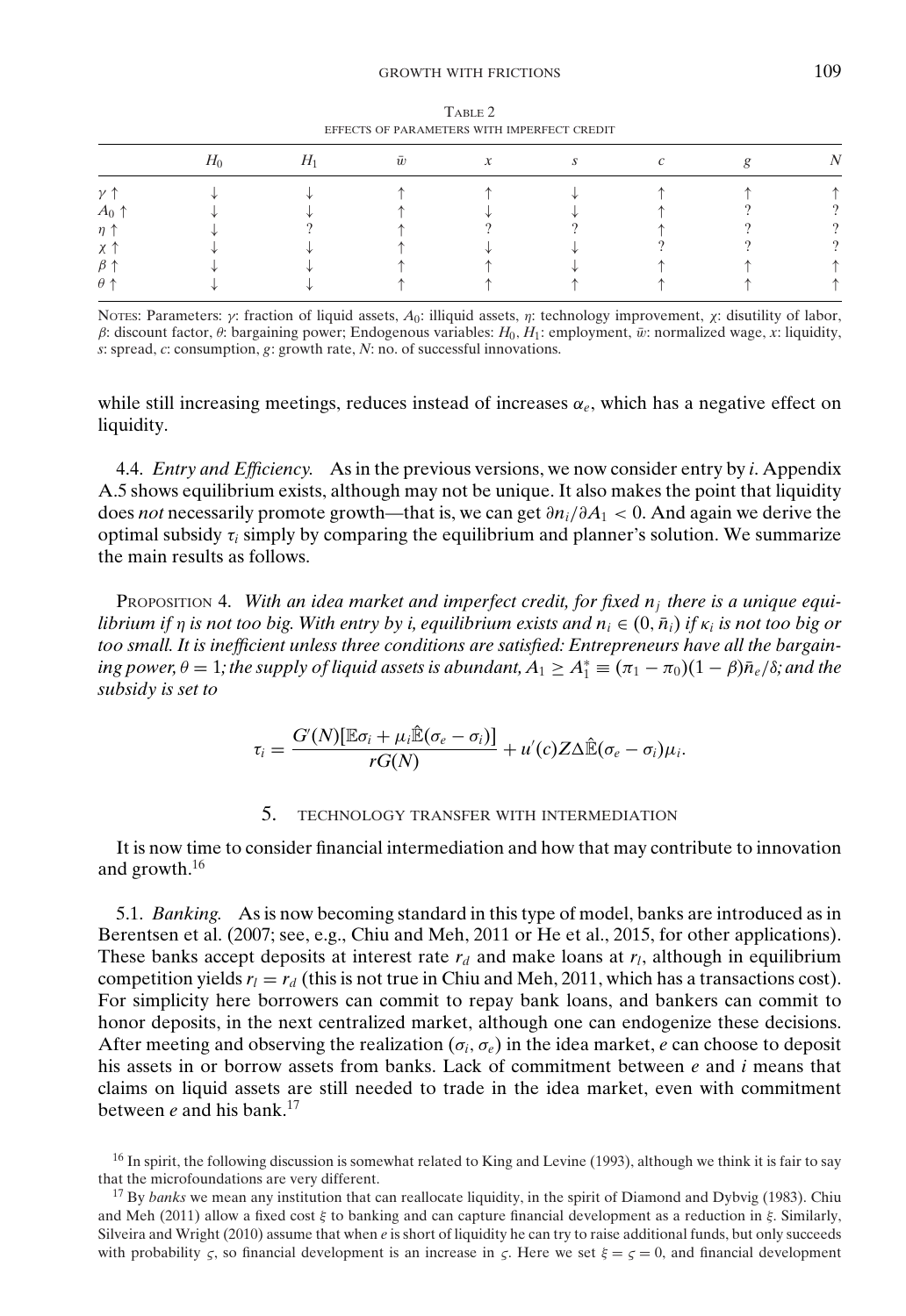Table 2

Effects of parameters with imperfect credit

| | $H_0$ | $H_1$ | $\bar{w}$ | $x$ | $s$ | $c$ | $g$ | $N$ |
|---|---|---|---|---|---|---|---|---|
| $\gamma \uparrow$ | ↓ | ↓ | ↑ | ↑ | ↓ | ↑ | ↑ | ↑ |
| $A_0 \uparrow$ | ↓ | ↓ | ↑ | ↓ | ↓ | ↑ | ? | ? |
| $\eta \uparrow$ | ↓ | ? | ↑ | ? | ? | ↑ | ? | ? |
| $\chi \uparrow$ | ↓ | ↓ | ↑ | ↓ | ↓ | ? | ? | ? |
| $\beta \uparrow$ | ↓ | ↓ | ↑ | ↑ | ↓ | ↑ | ↑ | ↑ |
| $\theta \uparrow$ | ↓ | ↓ | ↑ | ↑ | ↑ | ↑ | ↑ | ↑ |

Notes: Parameters: $\gamma$: fraction of liquid assets, $A_0$: illiquid assets, $\eta$: technology improvement, $\chi$: disutility of labor, $\beta$: discount factor, $\theta$: bargaining power; Endogenous variables: $H_0$, $H_1$: employment, $\bar{w}$: normalized wage, $x$: liquidity, $s$: spread, $c$: consumption, $g$: growth rate, $N$: no. of successful innovations.

while still increasing meetings, reduces instead of increases $\alpha_e$, which has a negative effect on liquidity.

4.4. *Entry and Efficiency.* As in the previous versions, we now consider entry by *i*. Appendix A.5 shows equilibrium exists, although may not be unique. It also makes the point that liquidity does *not* necessarily promote growth—that is, we can get $\partial n_i/\partial A_1 < 0$. And again we derive the optimal subsidy $\tau_i$ simply by comparing the equilibrium and planner's solution. We summarize the main results as follows.

Proposition 4. *With an idea market and imperfect credit, for fixed $n_j$ there is a unique equilibrium if $\eta$ is not too big. With entry by i, equilibrium exists and $n_i \in (0, \bar{n}_i)$ if $\kappa_i$ is not too big or too small. It is inefficient unless three conditions are satisfied: Entrepreneurs have all the bargaining power, $\theta = 1$; the supply of liquid assets is abundant, $A_1 \geq A_1^* \equiv (\pi_1 - \pi_0)(1-\beta)\bar{n}_e/\delta$; and the subsidy is set to*

$$\tau_i = \frac{G'(N)[\mathbb{E}\sigma_i + \mu_i \hat{\mathbb{E}}(\sigma_e - \sigma_i)]}{rG(N)} + u'(c)Z\Delta\hat{\mathbb{E}}(\sigma_e - \sigma_i)\mu_i.$$

## 5. Technology Transfer with Intermediation

It is now time to consider financial intermediation and how that may contribute to innovation and growth.[16]

5.1. *Banking.* As is now becoming standard in this type of model, banks are introduced as in Berentsen et al. (2007; see, e.g., Chiu and Meh, 2011 or He et al., 2015, for other applications). These banks accept deposits at interest rate $r_d$ and make loans at $r_l$, although in equilibrium competition yields $r_l = r_d$ (this is not true in Chiu and Meh, 2011, which has a transactions cost). For simplicity here borrowers can commit to repay bank loans, and bankers can commit to honor deposits, in the next centralized market, although one can endogenize these decisions. After meeting and observing the realization $(\sigma_i, \sigma_e)$ in the idea market, *e* can choose to deposit his assets in or borrow assets from banks. Lack of commitment between *e* and *i* means that claims on liquid assets are still needed to trade in the idea market, even with commitment between *e* and his bank.[17]

[16] In spirit, the following discussion is somewhat related to King and Levine (1993), although we think it is fair to say that the microfoundations are very different.

[17] By *banks* we mean any institution that can reallocate liquidity, in the spirit of Diamond and Dybvig (1983). Chiu and Meh (2011) allow a fixed cost $\xi$ to banking and can capture financial development as a reduction in $\xi$. Similarly, Silveira and Wright (2010) assume that when *e* is short of liquidity he can try to raise additional funds, but only succeeds with probability $\varsigma$, so financial development is an increase in $\varsigma$. Here we set $\xi = \varsigma = 0$, and financial development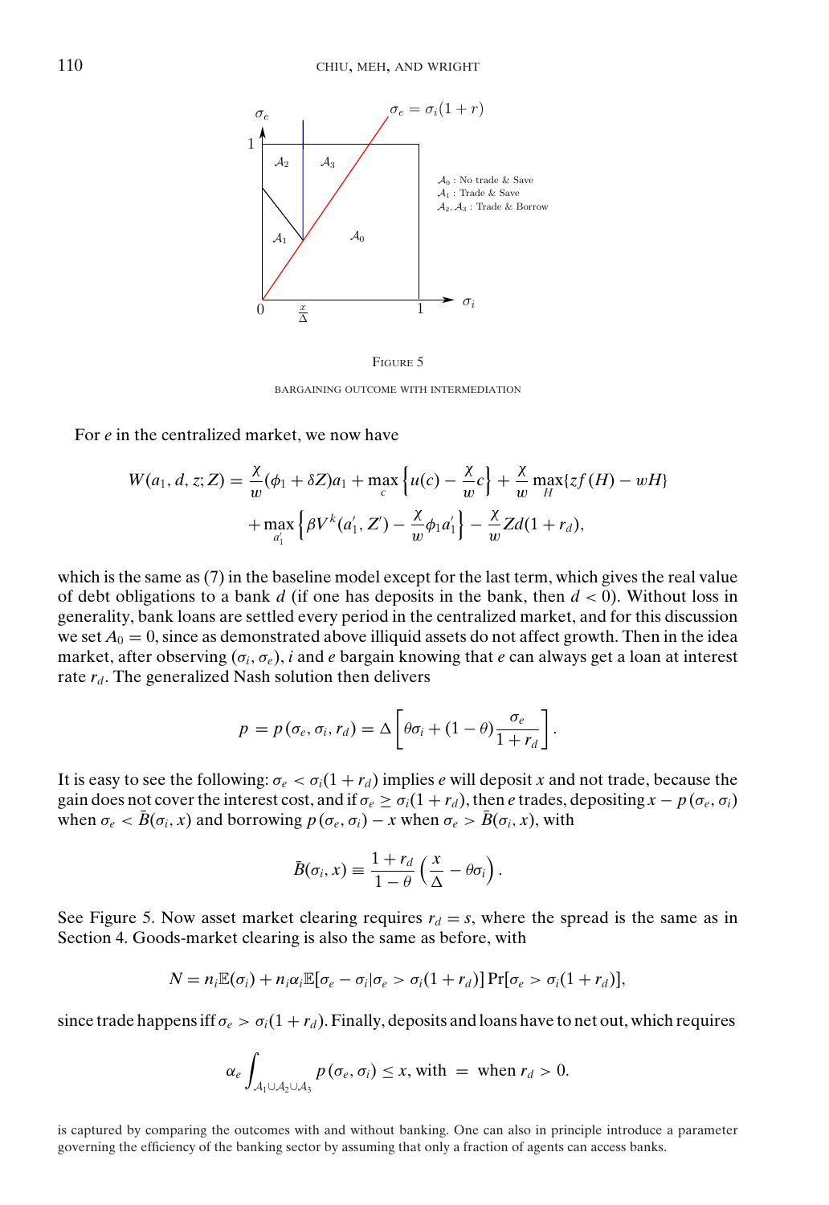FIGURE 5

BARGAINING OUTCOME WITH INTERMEDIATION

For $e$ in the centralized market, we now have

$$W(a_1, d, z; Z) = \frac{\chi}{w}(\phi_1 + \delta Z)a_1 + \max_c \left\{u(c) - \frac{\chi}{w}c\right\} + \frac{\chi}{w}\max_H\{zf(H) - wH\}$$
$$+ \max_{a_1'}\left\{\beta V^k(a_1', Z') - \frac{\chi}{w}\phi_1 a_1'\right\} - \frac{\chi}{w}Zd(1 + r_d),$$

which is the same as (7) in the baseline model except for the last term, which gives the real value of debt obligations to a bank $d$ (if one has deposits in the bank, then $d < 0$). Without loss in generality, bank loans are settled every period in the centralized market, and for this discussion we set $A_0 = 0$, since as demonstrated above illiquid assets do not affect growth. Then in the idea market, after observing $(\sigma_i, \sigma_e)$, $i$ and $e$ bargain knowing that $e$ can always get a loan at interest rate $r_d$. The generalized Nash solution then delivers

$$p = p(\sigma_e, \sigma_i, r_d) = \Delta\left[\theta\sigma_i + (1 - \theta)\frac{\sigma_e}{1 + r_d}\right].$$

It is easy to see the following: $\sigma_e < \sigma_i(1 + r_d)$ implies $e$ will deposit $x$ and not trade, because the gain does not cover the interest cost, and if $\sigma_e \geq \sigma_i(1 + r_d)$, then $e$ trades, depositing $x - p(\sigma_e, \sigma_i)$ when $\sigma_e < \bar{B}(\sigma_i, x)$ and borrowing $p(\sigma_e, \sigma_i) - x$ when $\sigma_e > \bar{B}(\sigma_i, x)$, with

$$\bar{B}(\sigma_i, x) \equiv \frac{1 + r_d}{1 - \theta}\left(\frac{x}{\Delta} - \theta\sigma_i\right).$$

See Figure 5. Now asset market clearing requires $r_d = s$, where the spread is the same as in Section 4. Goods-market clearing is also the same as before, with

$$N = n_i\mathbb{E}(\sigma_i) + n_i\alpha_i\mathbb{E}[\sigma_e - \sigma_i | \sigma_e > \sigma_i(1 + r_d)]\Pr[\sigma_e > \sigma_i(1 + r_d)],$$

since trade happens iff $\sigma_e > \sigma_i(1 + r_d)$. Finally, deposits and loans have to net out, which requires

$$\alpha_e \int_{\mathcal{A}_1 \cup \mathcal{A}_2 \cup \mathcal{A}_3} p(\sigma_e, \sigma_i) \leq x, \text{ with } = \text{ when } r_d > 0.$$

is captured by comparing the outcomes with and without banking. One can also in principle introduce a parameter governing the efficiency of the banking sector by assuming that only a fraction of agents can access banks.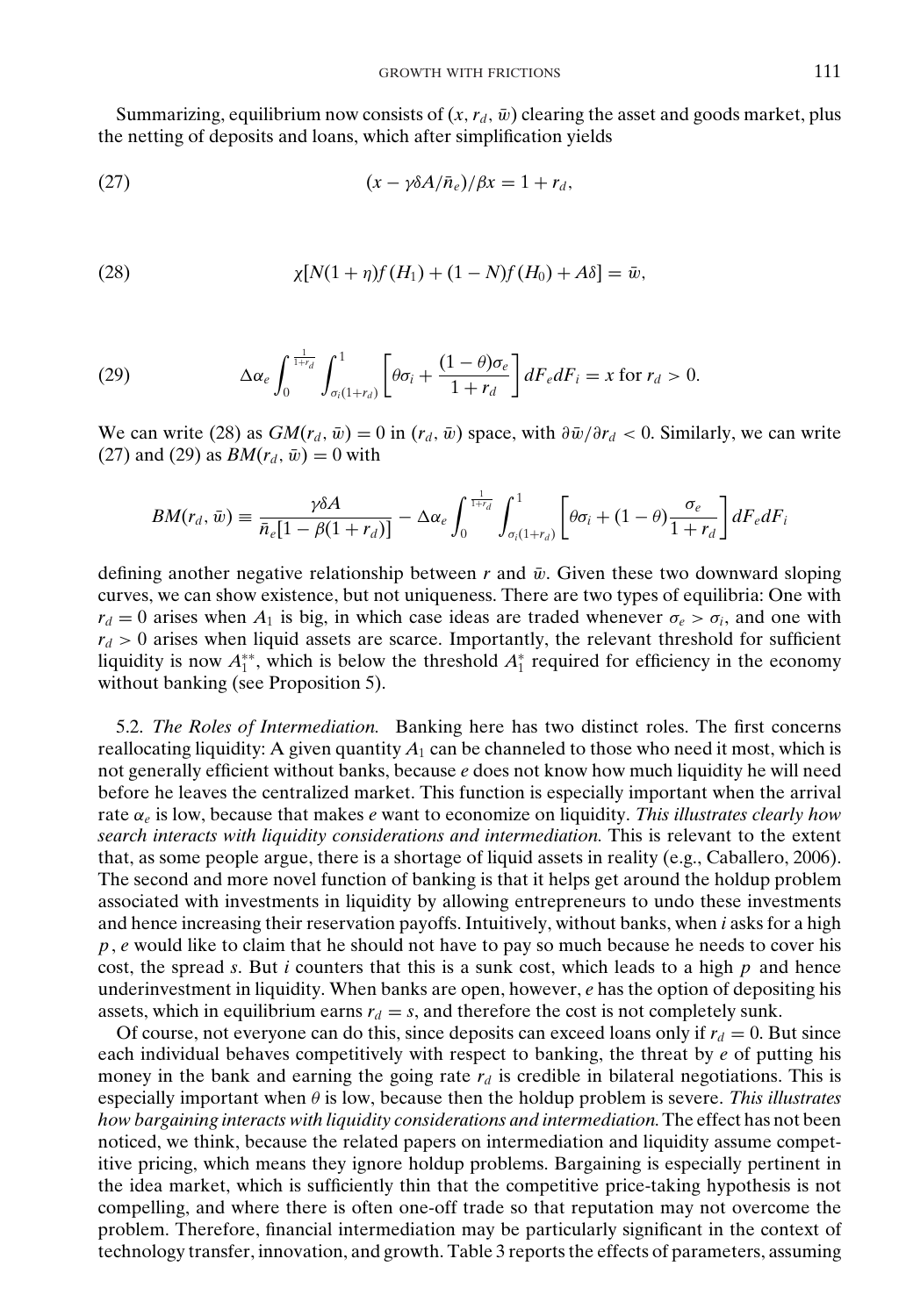Summarizing, equilibrium now consists of $(x, r_d, \bar{w})$ clearing the asset and goods market, plus the netting of deposits and loans, which after simplification yields

$$(x - \gamma\delta A/\bar{n}_e)/\beta x = 1 + r_d, \tag{27}$$

$$\chi[N(1+\eta)f(H_1) + (1-N)f(H_0) + A\delta] = \bar{w}, \tag{28}$$

$$\Delta\alpha_e \int_0^{\frac{1}{1+r_d}} \int_{\sigma_i(1+r_d)}^1 \left[\theta\sigma_i + \frac{(1-\theta)\sigma_e}{1+r_d}\right] dF_e dF_i = x \text{ for } r_d > 0. \tag{29}$$

We can write (28) as $GM(r_d, \bar{w}) = 0$ in $(r_d, \bar{w})$ space, with $\partial\bar{w}/\partial r_d < 0$. Similarly, we can write (27) and (29) as $BM(r_d, \bar{w}) = 0$ with

$$BM(r_d, \bar{w}) \equiv \frac{\gamma\delta A}{\bar{n}_e[1 - \beta(1+r_d)]} - \Delta\alpha_e \int_0^{\frac{1}{1+r_d}} \int_{\sigma_i(1+r_d)}^1 \left[\theta\sigma_i + (1-\theta)\frac{\sigma_e}{1+r_d}\right] dF_e dF_i$$

defining another negative relationship between $r$ and $\bar{w}$. Given these two downward sloping curves, we can show existence, but not uniqueness. There are two types of equilibria: One with $r_d = 0$ arises when $A_1$ is big, in which case ideas are traded whenever $\sigma_e > \sigma_i$, and one with $r_d > 0$ arises when liquid assets are scarce. Importantly, the relevant threshold for sufficient liquidity is now $A_1^{**}$, which is below the threshold $A_1^*$ required for efficiency in the economy without banking (see Proposition 5).

5.2. *The Roles of Intermediation.* Banking here has two distinct roles. The first concerns reallocating liquidity: A given quantity $A_1$ can be channeled to those who need it most, which is not generally efficient without banks, because $e$ does not know how much liquidity he will need before he leaves the centralized market. This function is especially important when the arrival rate $\alpha_e$ is low, because that makes $e$ want to economize on liquidity. *This illustrates clearly how search interacts with liquidity considerations and intermediation.* This is relevant to the extent that, as some people argue, there is a shortage of liquid assets in reality (e.g., Caballero, 2006). The second and more novel function of banking is that it helps get around the holdup problem associated with investments in liquidity by allowing entrepreneurs to undo these investments and hence increasing their reservation payoffs. Intuitively, without banks, when $i$ asks for a high $p$, $e$ would like to claim that he should not have to pay so much because he needs to cover his cost, the spread $s$. But $i$ counters that this is a sunk cost, which leads to a high $p$ and hence underinvestment in liquidity. When banks are open, however, $e$ has the option of depositing his assets, which in equilibrium earns $r_d = s$, and therefore the cost is not completely sunk.

Of course, not everyone can do this, since deposits can exceed loans only if $r_d = 0$. But since each individual behaves competitively with respect to banking, the threat by $e$ of putting his money in the bank and earning the going rate $r_d$ is credible in bilateral negotiations. This is especially important when $\theta$ is low, because then the holdup problem is severe. *This illustrates how bargaining interacts with liquidity considerations and intermediation.* The effect has not been noticed, we think, because the related papers on intermediation and liquidity assume competitive pricing, which means they ignore holdup problems. Bargaining is especially pertinent in the idea market, which is sufficiently thin that the competitive price-taking hypothesis is not compelling, and where there is often one-off trade so that reputation may not overcome the problem. Therefore, financial intermediation may be particularly significant in the context of technology transfer, innovation, and growth. Table 3 reports the effects of parameters, assuming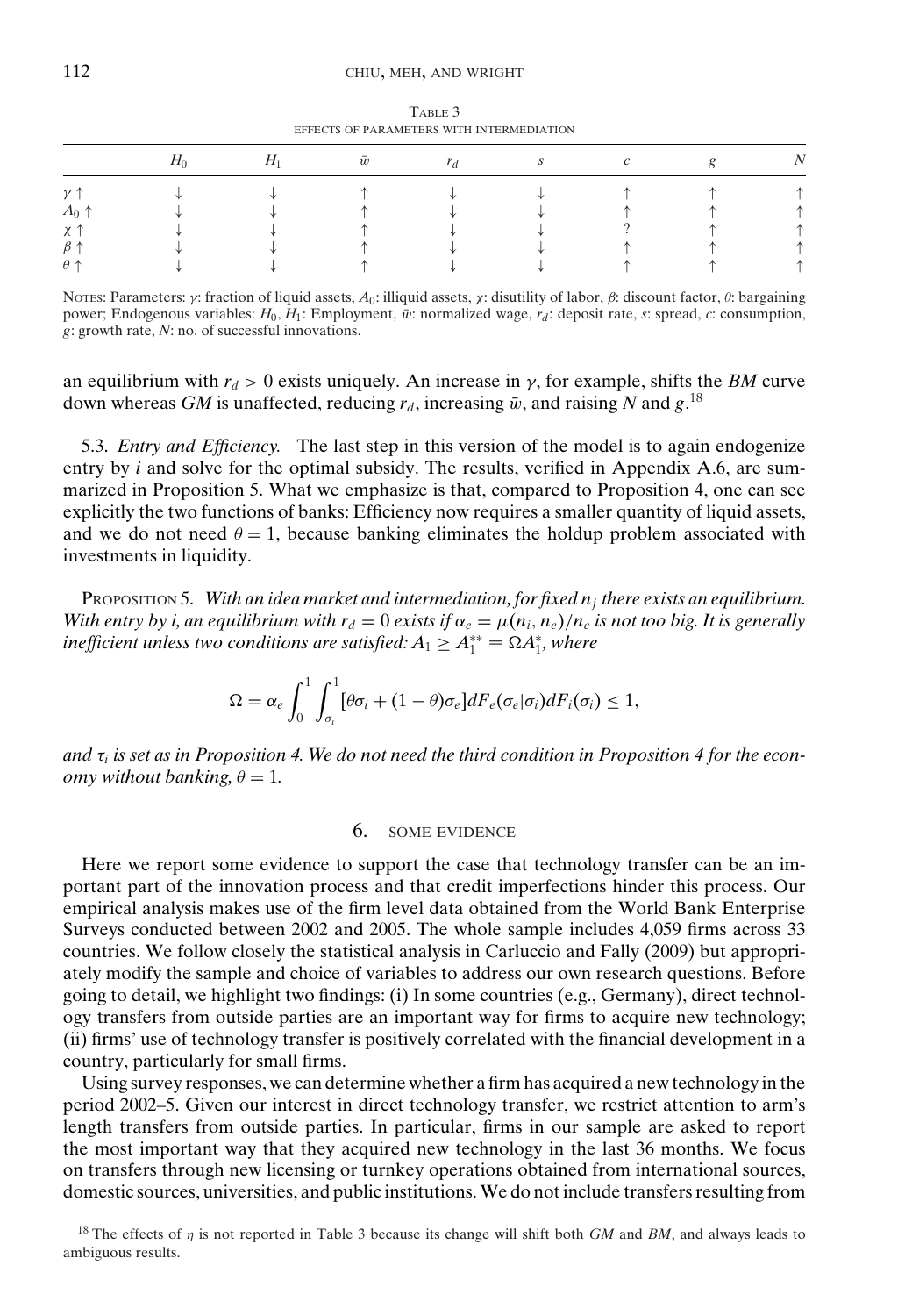Table 3

EFFECTS OF PARAMETERS WITH INTERMEDIATION

| | $H_0$ | $H_1$ | $\bar{w}$ | $r_d$ | $s$ | $c$ | $g$ | $N$ |
|---|---|---|---|---|---|---|---|---|
| $\gamma \uparrow$ | ↓ | ↓ | ↑ | ↓ | ↓ | ↑ | ↑ | ↑ |
| $A_0 \uparrow$ | ↓ | ↓ | ↑ | ↓ | ↓ | ↑ | ↑ | ↑ |
| $\chi \uparrow$ | ↓ | ↓ | ↑ | ↓ | ↓ | ? | ↑ | ↑ |
| $\beta \uparrow$ | ↓ | ↓ | ↑ | ↓ | ↓ | ↑ | ↑ | ↑ |
| $\theta \uparrow$ | ↓ | ↓ | ↑ | ↓ | ↓ | ↑ | ↑ | ↑ |

NOTES: Parameters: $\gamma$: fraction of liquid assets, $A_0$: illiquid assets, $\chi$: disutility of labor, $\beta$: discount factor, $\theta$: bargaining power; Endogenous variables: $H_0$, $H_1$: Employment, $\bar{w}$: normalized wage, $r_d$: deposit rate, $s$: spread, $c$: consumption, $g$: growth rate, $N$: no. of successful innovations.

an equilibrium with $r_d > 0$ exists uniquely. An increase in $\gamma$, for example, shifts the *BM* curve down whereas *GM* is unaffected, reducing $r_d$, increasing $\bar{w}$, and raising $N$ and $g$.[18]

5.3. *Entry and Efficiency.* The last step in this version of the model is to again endogenize entry by $i$ and solve for the optimal subsidy. The results, verified in Appendix A.6, are summarized in Proposition 5. What we emphasize is that, compared to Proposition 4, one can see explicitly the two functions of banks: Efficiency now requires a smaller quantity of liquid assets, and we do not need $\theta = 1$, because banking eliminates the holdup problem associated with investments in liquidity.

PROPOSITION 5. *With an idea market and intermediation, for fixed $n_j$ there exists an equilibrium. With entry by i, an equilibrium with $r_d = 0$ exists if $\alpha_e = \mu(n_i, n_e)/n_e$ is not too big. It is generally inefficient unless two conditions are satisfied: $A_1 \geq A_1^{**} \equiv \Omega A_1^*$, where*

$$\Omega = \alpha_e \int_0^1 \int_{\sigma_i}^1 [\theta\sigma_i + (1-\theta)\sigma_e] dF_e(\sigma_e|\sigma_i) dF_i(\sigma_i) \leq 1,$$

*and $\tau_i$ is set as in Proposition 4. We do not need the third condition in Proposition 4 for the economy without banking, $\theta = 1$.*

## 6. SOME EVIDENCE

Here we report some evidence to support the case that technology transfer can be an important part of the innovation process and that credit imperfections hinder this process. Our empirical analysis makes use of the firm level data obtained from the World Bank Enterprise Surveys conducted between 2002 and 2005. The whole sample includes 4,059 firms across 33 countries. We follow closely the statistical analysis in Carluccio and Fally (2009) but appropriately modify the sample and choice of variables to address our own research questions. Before going to detail, we highlight two findings: (i) In some countries (e.g., Germany), direct technology transfers from outside parties are an important way for firms to acquire new technology; (ii) firms' use of technology transfer is positively correlated with the financial development in a country, particularly for small firms.

Using survey responses, we can determine whether a firm has acquired a new technology in the period 2002–5. Given our interest in direct technology transfer, we restrict attention to arm's length transfers from outside parties. In particular, firms in our sample are asked to report the most important way that they acquired new technology in the last 36 months. We focus on transfers through new licensing or turnkey operations obtained from international sources, domestic sources, universities, and public institutions. We do not include transfers resulting from

[18] The effects of $\eta$ is not reported in Table 3 because its change will shift both *GM* and *BM*, and always leads to ambiguous results.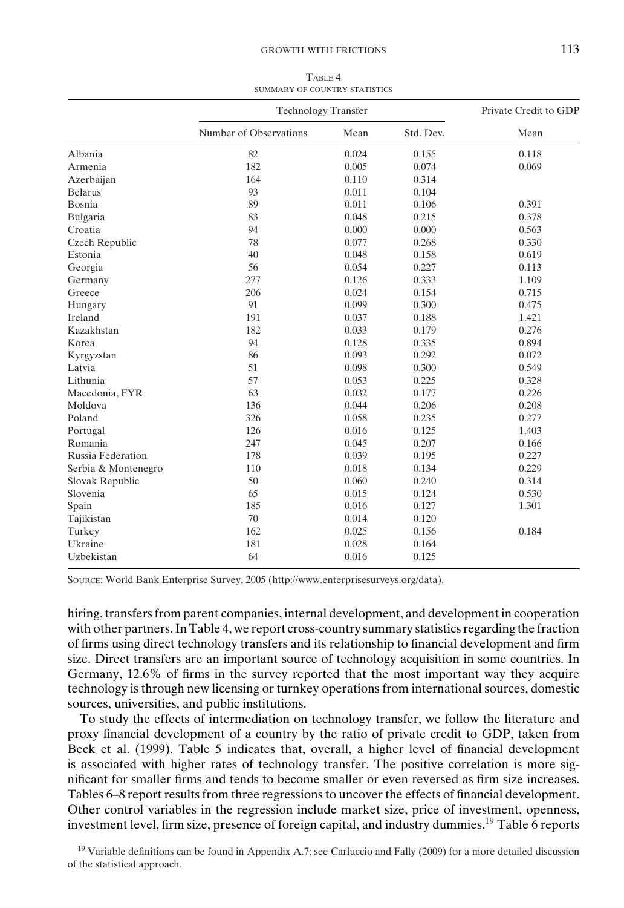Table 4
SUMMARY OF COUNTRY STATISTICS

| | Technology Transfer | | | Private Credit to GDP |
|---|---|---|---|---|
| | Number of Observations | Mean | Std. Dev. | Mean |
| Albania | 82 | 0.024 | 0.155 | 0.118 |
| Armenia | 182 | 0.005 | 0.074 | 0.069 |
| Azerbaijan | 164 | 0.110 | 0.314 | |
| Belarus | 93 | 0.011 | 0.104 | |
| Bosnia | 89 | 0.011 | 0.106 | 0.391 |
| Bulgaria | 83 | 0.048 | 0.215 | 0.378 |
| Croatia | 94 | 0.000 | 0.000 | 0.563 |
| Czech Republic | 78 | 0.077 | 0.268 | 0.330 |
| Estonia | 40 | 0.048 | 0.158 | 0.619 |
| Georgia | 56 | 0.054 | 0.227 | 0.113 |
| Germany | 277 | 0.126 | 0.333 | 1.109 |
| Greece | 206 | 0.024 | 0.154 | 0.715 |
| Hungary | 91 | 0.099 | 0.300 | 0.475 |
| Ireland | 191 | 0.037 | 0.188 | 1.421 |
| Kazakhstan | 182 | 0.033 | 0.179 | 0.276 |
| Korea | 94 | 0.128 | 0.335 | 0.894 |
| Kyrgyzstan | 86 | 0.093 | 0.292 | 0.072 |
| Latvia | 51 | 0.098 | 0.300 | 0.549 |
| Lithunia | 57 | 0.053 | 0.225 | 0.328 |
| Macedonia, FYR | 63 | 0.032 | 0.177 | 0.226 |
| Moldova | 136 | 0.044 | 0.206 | 0.208 |
| Poland | 326 | 0.058 | 0.235 | 0.277 |
| Portugal | 126 | 0.016 | 0.125 | 1.403 |
| Romania | 247 | 0.045 | 0.207 | 0.166 |
| Russia Federation | 178 | 0.039 | 0.195 | 0.227 |
| Serbia & Montenegro | 110 | 0.018 | 0.134 | 0.229 |
| Slovak Republic | 50 | 0.060 | 0.240 | 0.314 |
| Slovenia | 65 | 0.015 | 0.124 | 0.530 |
| Spain | 185 | 0.016 | 0.127 | 1.301 |
| Tajikistan | 70 | 0.014 | 0.120 | |
| Turkey | 162 | 0.025 | 0.156 | 0.184 |
| Ukraine | 181 | 0.028 | 0.164 | |
| Uzbekistan | 64 | 0.016 | 0.125 | |

Source: World Bank Enterprise Survey, 2005 (http://www.enterprisesurveys.org/data).

hiring, transfers from parent companies, internal development, and development in cooperation with other partners. In Table 4, we report cross-country summary statistics regarding the fraction of firms using direct technology transfers and its relationship to financial development and firm size. Direct transfers are an important source of technology acquisition in some countries. In Germany, 12.6% of firms in the survey reported that the most important way they acquire technology is through new licensing or turnkey operations from international sources, domestic sources, universities, and public institutions.

To study the effects of intermediation on technology transfer, we follow the literature and proxy financial development of a country by the ratio of private credit to GDP, taken from Beck et al. (1999). Table 5 indicates that, overall, a higher level of financial development is associated with higher rates of technology transfer. The positive correlation is more significant for smaller firms and tends to become smaller or even reversed as firm size increases. Tables 6–8 report results from three regressions to uncover the effects of financial development. Other control variables in the regression include market size, price of investment, openness, investment level, firm size, presence of foreign capital, and industry dummies.[19] Table 6 reports

[19] Variable definitions can be found in Appendix A.7; see Carluccio and Fally (2009) for a more detailed discussion of the statistical approach.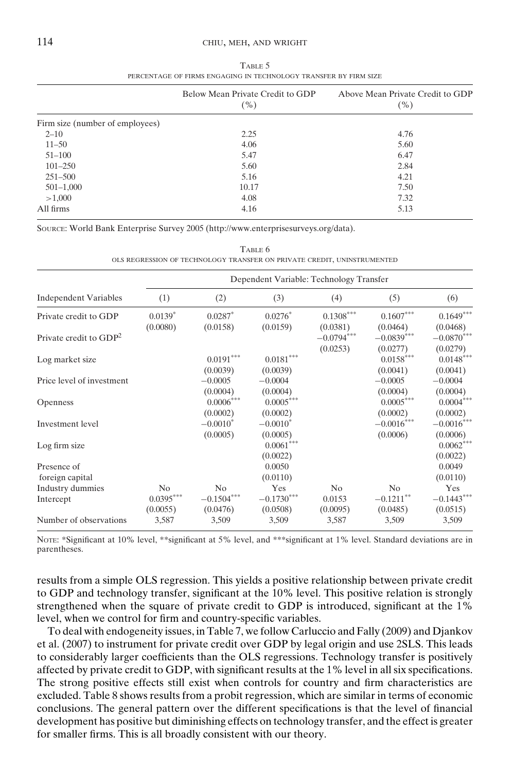Table 5
PERCENTAGE OF FIRMS ENGAGING IN TECHNOLOGY TRANSFER BY FIRM SIZE

| | Below Mean Private Credit to GDP (%) | Above Mean Private Credit to GDP (%) |
|---|---|---|
| Firm size (number of employees) | | |
| 2–10 | 2.25 | 4.76 |
| 11–50 | 4.06 | 5.60 |
| 51–100 | 5.47 | 6.47 |
| 101–250 | 5.60 | 2.84 |
| 251–500 | 5.16 | 4.21 |
| 501–1,000 | 10.17 | 7.50 |
| >1,000 | 4.08 | 7.32 |
| All firms | 4.16 | 5.13 |

Source: World Bank Enterprise Survey 2005 (http://www.enterprisesurveys.org/data).

Table 6
OLS REGRESSION OF TECHNOLOGY TRANSFER ON PRIVATE CREDIT, UNINSTRUMENTED

| | Dependent Variable: Technology Transfer | | | | | |
|---|---|---|---|---|---|---|
| Independent Variables | (1) | (2) | (3) | (4) | (5) | (6) |
| Private credit to GDP | 0.0139* | 0.0287* | 0.0276* | 0.1308*** | 0.1607*** | 0.1649*** |
| | (0.0080) | (0.0158) | (0.0159) | (0.0381) | (0.0464) | (0.0468) |
| Private credit to GDP$^2$ | | | | −0.0794*** | −0.0839*** | −0.0870*** |
| | | | | (0.0253) | (0.0277) | (0.0279) |
| Log market size | | 0.0191*** | 0.0181*** | | 0.0158*** | 0.0148*** |
| | | (0.0039) | (0.0039) | | (0.0041) | (0.0041) |
| Price level of investment | | −0.0005 | −0.0004 | | −0.0005 | −0.0004 |
| | | (0.0004) | (0.0004) | | (0.0004) | (0.0004) |
| Openness | | 0.0006*** | 0.0005*** | | 0.0005*** | 0.0004*** |
| | | (0.0002) | (0.0002) | | (0.0002) | (0.0002) |
| Investment level | | −0.0010* | −0.0010* | | −0.0016*** | −0.0016*** |
| | | (0.0005) | (0.0005) | | (0.0006) | (0.0006) |
| Log firm size | | | 0.0061*** | | | 0.0062*** |
| | | | (0.0022) | | | (0.0022) |
| Presence of foreign capital | | | 0.0050 | | | 0.0049 |
| | | | (0.0110) | | | (0.0110) |
| Industry dummies | No | No | Yes | No | No | Yes |
| Intercept | 0.0395*** | −0.1504*** | −0.1730*** | 0.0153 | −0.1211** | −0.1443*** |
| | (0.0055) | (0.0476) | (0.0508) | (0.0095) | (0.0485) | (0.0515) |
| Number of observations | 3,587 | 3,509 | 3,509 | 3,587 | 3,509 | 3,509 |

Note: *Significant at 10% level, **significant at 5% level, and ***significant at 1% level. Standard deviations are in parentheses.

results from a simple OLS regression. This yields a positive relationship between private credit to GDP and technology transfer, significant at the 10% level. This positive relation is strongly strengthened when the square of private credit to GDP is introduced, significant at the 1% level, when we control for firm and country-specific variables.

To deal with endogeneity issues, in Table 7, we follow Carluccio and Fally (2009) and Djankov et al. (2007) to instrument for private credit over GDP by legal origin and use 2SLS. This leads to considerably larger coefficients than the OLS regressions. Technology transfer is positively affected by private credit to GDP, with significant results at the 1% level in all six specifications. The strong positive effects still exist when controls for country and firm characteristics are excluded. Table 8 shows results from a probit regression, which are similar in terms of economic conclusions. The general pattern over the different specifications is that the level of financial development has positive but diminishing effects on technology transfer, and the effect is greater for smaller firms. This is all broadly consistent with our theory.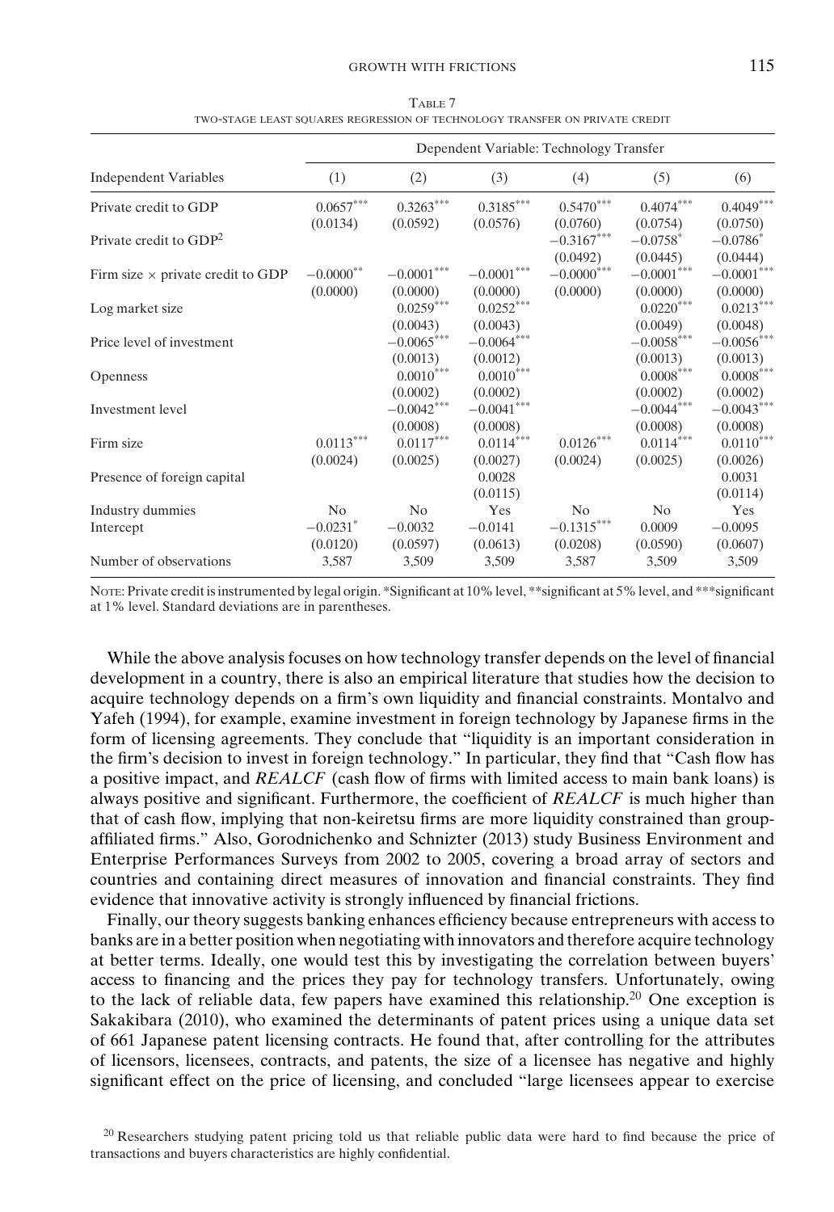TABLE 7

TWO-STAGE LEAST SQUARES REGRESSION OF TECHNOLOGY TRANSFER ON PRIVATE CREDIT

| Independent Variables | Dependent Variable: Technology Transfer | | | | | |
|---|---|---|---|---|---|---|
| | (1) | (2) | (3) | (4) | (5) | (6) |
| Private credit to GDP | 0.0657*** | 0.3263*** | 0.3185*** | 0.5470*** | 0.4074*** | 0.4049*** |
| | (0.0134) | (0.0592) | (0.0576) | (0.0760) | (0.0754) | (0.0750) |
| Private credit to GDP$^2$ | | | | −0.3167*** | −0.0758* | −0.0786* |
| | | | | (0.0492) | (0.0445) | (0.0444) |
| Firm size × private credit to GDP | −0.0000** | −0.0001*** | −0.0001*** | −0.0000*** | −0.0001*** | −0.0001*** |
| | (0.0000) | (0.0000) | (0.0000) | (0.0000) | (0.0000) | (0.0000) |
| Log market size | | 0.0259*** | 0.0252*** | | 0.0220*** | 0.0213*** |
| | | (0.0043) | (0.0043) | | (0.0049) | (0.0048) |
| Price level of investment | | −0.0065*** | −0.0064*** | | −0.0058*** | −0.0056*** |
| | | (0.0013) | (0.0012) | | (0.0013) | (0.0013) |
| Openness | | 0.0010*** | 0.0010*** | | 0.0008*** | 0.0008*** |
| | | (0.0002) | (0.0002) | | (0.0002) | (0.0002) |
| Investment level | | −0.0042*** | −0.0041*** | | −0.0044*** | −0.0043*** |
| | | (0.0008) | (0.0008) | | (0.0008) | (0.0008) |
| Firm size | 0.0113*** | 0.0117*** | 0.0114*** | 0.0126*** | 0.0114*** | 0.0110*** |
| | (0.0024) | (0.0025) | (0.0027) | (0.0024) | (0.0025) | (0.0026) |
| Presence of foreign capital | | | 0.0028 | | | 0.0031 |
| | | | (0.0115) | | | (0.0114) |
| Industry dummies | No | No | Yes | No | No | Yes |
| Intercept | −0.0231* | −0.0032 | −0.0141 | −0.1315*** | 0.0009 | −0.0095 |
| | (0.0120) | (0.0597) | (0.0613) | (0.0208) | (0.0590) | (0.0607) |
| Number of observations | 3,587 | 3,509 | 3,509 | 3,587 | 3,509 | 3,509 |

NOTE: Private credit is instrumented by legal origin. *Significant at 10% level, **significant at 5% level, and ***significant at 1% level. Standard deviations are in parentheses.

While the above analysis focuses on how technology transfer depends on the level of financial development in a country, there is also an empirical literature that studies how the decision to acquire technology depends on a firm's own liquidity and financial constraints. Montalvo and Yafeh (1994), for example, examine investment in foreign technology by Japanese firms in the form of licensing agreements. They conclude that "liquidity is an important consideration in the firm's decision to invest in foreign technology." In particular, they find that "Cash flow has a positive impact, and *REALCF* (cash flow of firms with limited access to main bank loans) is always positive and significant. Furthermore, the coefficient of *REALCF* is much higher than that of cash flow, implying that non-keiretsu firms are more liquidity constrained than group-affiliated firms." Also, Gorodnichenko and Schnizter (2013) study Business Environment and Enterprise Performances Surveys from 2002 to 2005, covering a broad array of sectors and countries and containing direct measures of innovation and financial constraints. They find evidence that innovative activity is strongly influenced by financial frictions.

Finally, our theory suggests banking enhances efficiency because entrepreneurs with access to banks are in a better position when negotiating with innovators and therefore acquire technology at better terms. Ideally, one would test this by investigating the correlation between buyers' access to financing and the prices they pay for technology transfers. Unfortunately, owing to the lack of reliable data, few papers have examined this relationship.[20] One exception is Sakakibara (2010), who examined the determinants of patent prices using a unique data set of 661 Japanese patent licensing contracts. He found that, after controlling for the attributes of licensors, licensees, contracts, and patents, the size of a licensee has negative and highly significant effect on the price of licensing, and concluded "large licensees appear to exercise

[20] Researchers studying patent pricing told us that reliable public data were hard to find because the price of transactions and buyers characteristics are highly confidential.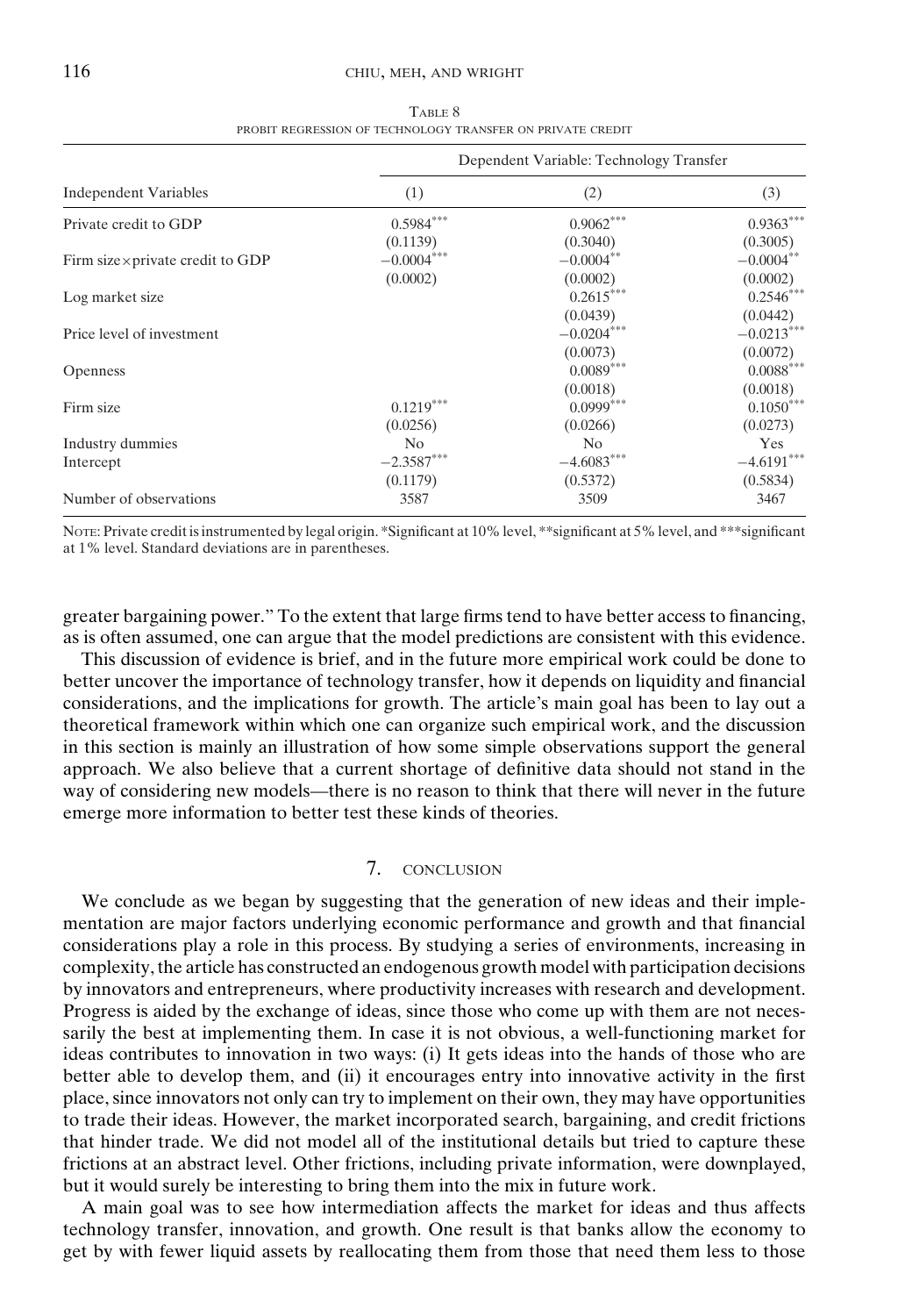TABLE 8

PROBIT REGRESSION OF TECHNOLOGY TRANSFER ON PRIVATE CREDIT

| | Dependent Variable: Technology Transfer | | |
|---|---|---|---|
| Independent Variables | (1) | (2) | (3) |
| Private credit to GDP | 0.5984*** | 0.9062*** | 0.9363*** |
| | (0.1139) | (0.3040) | (0.3005) |
| Firm size×private credit to GDP | −0.0004*** | −0.0004** | −0.0004** |
| | (0.0002) | (0.0002) | (0.0002) |
| Log market size | | 0.2615*** | 0.2546*** |
| | | (0.0439) | (0.0442) |
| Price level of investment | | −0.0204*** | −0.0213*** |
| | | (0.0073) | (0.0072) |
| Openness | | 0.0089*** | 0.0088*** |
| | | (0.0018) | (0.0018) |
| Firm size | 0.1219*** | 0.0999*** | 0.1050*** |
| | (0.0256) | (0.0266) | (0.0273) |
| Industry dummies | No | No | Yes |
| Intercept | −2.3587*** | −4.6083*** | −4.6191*** |
| | (0.1179) | (0.5372) | (0.5834) |
| Number of observations | 3587 | 3509 | 3467 |

NOTE: Private credit is instrumented by legal origin. *Significant at 10% level, **significant at 5% level, and ***significant at 1% level. Standard deviations are in parentheses.

greater bargaining power." To the extent that large firms tend to have better access to financing, as is often assumed, one can argue that the model predictions are consistent with this evidence.

This discussion of evidence is brief, and in the future more empirical work could be done to better uncover the importance of technology transfer, how it depends on liquidity and financial considerations, and the implications for growth. The article's main goal has been to lay out a theoretical framework within which one can organize such empirical work, and the discussion in this section is mainly an illustration of how some simple observations support the general approach. We also believe that a current shortage of definitive data should not stand in the way of considering new models—there is no reason to think that there will never in the future emerge more information to better test these kinds of theories.

## 7. CONCLUSION

We conclude as we began by suggesting that the generation of new ideas and their implementation are major factors underlying economic performance and growth and that financial considerations play a role in this process. By studying a series of environments, increasing in complexity, the article has constructed an endogenous growth model with participation decisions by innovators and entrepreneurs, where productivity increases with research and development. Progress is aided by the exchange of ideas, since those who come up with them are not necessarily the best at implementing them. In case it is not obvious, a well-functioning market for ideas contributes to innovation in two ways: (i) It gets ideas into the hands of those who are better able to develop them, and (ii) it encourages entry into innovative activity in the first place, since innovators not only can try to implement on their own, they may have opportunities to trade their ideas. However, the market incorporated search, bargaining, and credit frictions that hinder trade. We did not model all of the institutional details but tried to capture these frictions at an abstract level. Other frictions, including private information, were downplayed, but it would surely be interesting to bring them into the mix in future work.

A main goal was to see how intermediation affects the market for ideas and thus affects technology transfer, innovation, and growth. One result is that banks allow the economy to get by with fewer liquid assets by reallocating them from those that need them less to those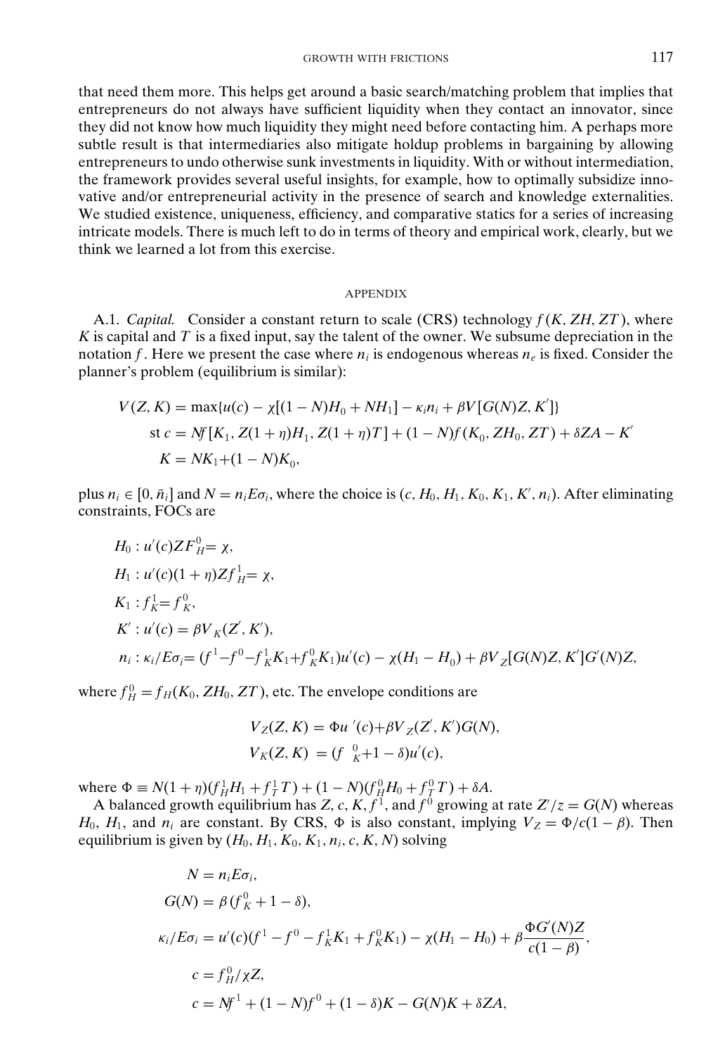that need them more. This helps get around a basic search/matching problem that implies that entrepreneurs do not always have sufficient liquidity when they contact an innovator, since they did not know how much liquidity they might need before contacting him. A perhaps more subtle result is that intermediaries also mitigate holdup problems in bargaining by allowing entrepreneurs to undo otherwise sunk investments in liquidity. With or without intermediation, the framework provides several useful insights, for example, how to optimally subsidize innovative and/or entrepreneurial activity in the presence of search and knowledge externalities. We studied existence, uniqueness, efficiency, and comparative statics for a series of increasing intricate models. There is much left to do in terms of theory and empirical work, clearly, but we think we learned a lot from this exercise.

## APPENDIX

A.1. *Capital.* Consider a constant return to scale (CRS) technology $f(K, ZH, ZT)$, where $K$ is capital and $T$ is a fixed input, say the talent of the owner. We subsume depreciation in the notation $f$. Here we present the case where $n_i$ is endogenous whereas $n_e$ is fixed. Consider the planner's problem (equilibrium is similar):

$$V(Z,K) = \max\{u(c) - \chi[(1-N)H_0 + NH_1] - \kappa_i n_i + \beta V[G(N)Z, K']\}$$
$$\text{st } c = Nf[K_1, Z(1+\eta)H_1, Z(1+\eta)T] + (1-N)f(K_0, ZH_0, ZT) + \delta ZA - K'$$
$$K = NK_1 + (1-N)K_0,$$

plus $n_i \in [0, \bar{n}_i]$ and $N = n_i E\sigma_i$, where the choice is $(c, H_0, H_1, K_0, K_1, K', n_i)$. After eliminating constraints, FOCs are

$$H_0 : u'(c)ZF^0_H = \chi,$$
$$H_1 : u'(c)(1+\eta)Zf^1_H = \chi,$$
$$K_1 : f^1_K = f^0_K,$$
$$K' : u'(c) = \beta V_K(Z', K'),$$
$$n_i : \kappa_i/E\sigma_i = (f^1 - f^0 - f^1_K K_1 + f^0_K K_1)u'(c) - \chi(H_1 - H_0) + \beta V_Z[G(N)Z, K']G'(N)Z,$$

where $f^0_H = f_H(K_0, ZH_0, ZT)$, etc. The envelope conditions are

$$V_Z(Z,K) = \Phi u'(c) + \beta V_Z(Z', K')G(N),$$
$$V_K(Z,K) = (f^0_K + 1 - \delta)u'(c),$$

where $\Phi \equiv N(1+\eta)(f^1_H H_1 + f^1_T T) + (1-N)(f^0_H H_0 + f^0_T T) + \delta A$.

A balanced growth equilibrium has $Z$, $c$, $K$, $f^1$, and $f^0$ growing at rate $Z'/z = G(N)$ whereas $H_0$, $H_1$, and $n_i$ are constant. By CRS, $\Phi$ is also constant, implying $V_Z = \Phi/c(1-\beta)$. Then equilibrium is given by $(H_0, H_1, K_0, K_1, n_i, c, K, N)$ solving

$$N = n_i E\sigma_i,$$
$$G(N) = \beta(f^0_K + 1 - \delta),$$
$$\kappa_i/E\sigma_i = u'(c)(f^1 - f^0 - f^1_K K_1 + f^0_K K_1) - \chi(H_1 - H_0) + \beta\frac{\Phi G'(N)Z}{c(1-\beta)},$$
$$c = f^0_H/\chi Z,$$
$$c = Nf^1 + (1-N)f^0 + (1-\delta)K - G(N)K + \delta ZA,$$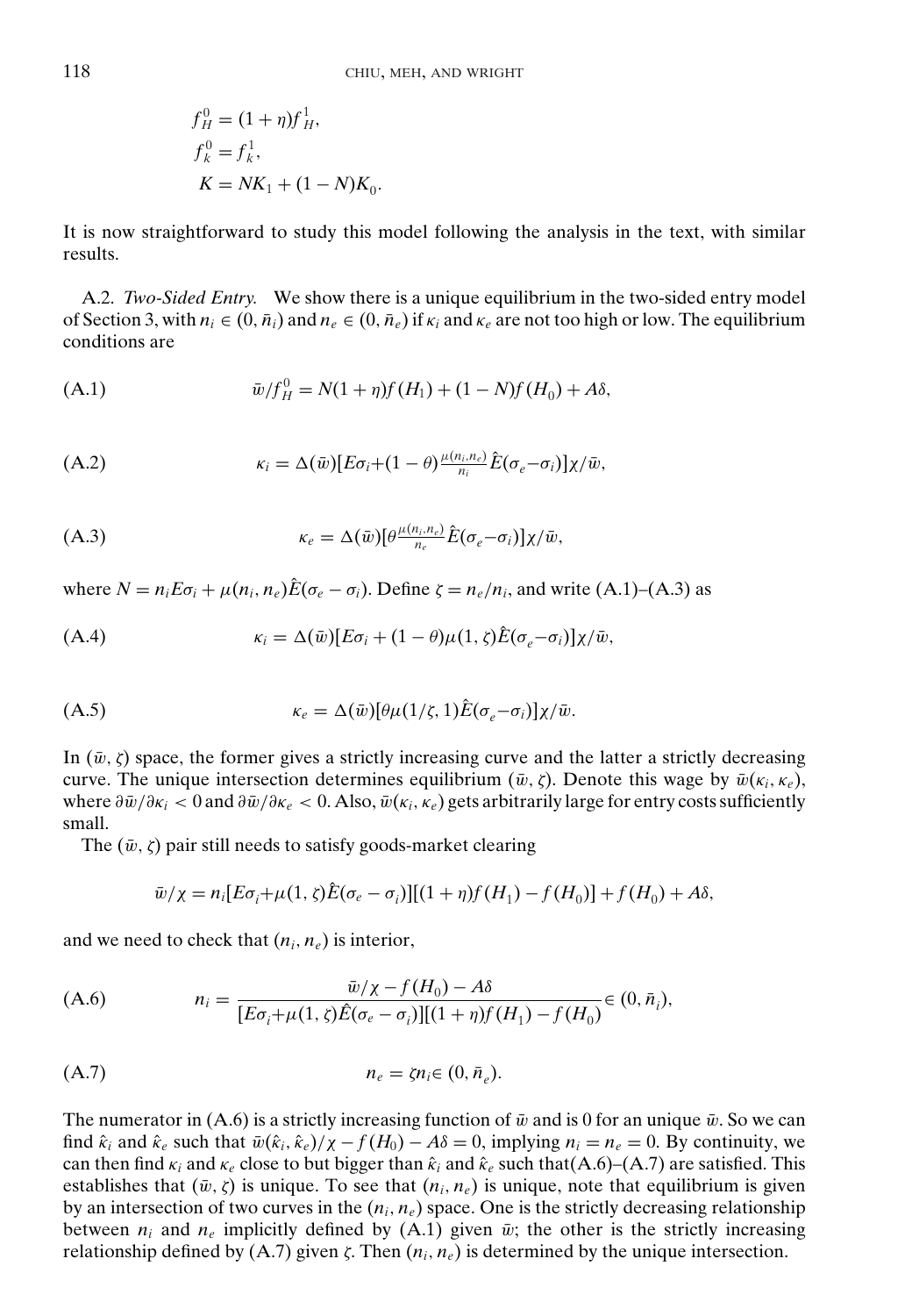$$f_H^0 = (1+\eta) f_H^1,$$
$$f_k^0 = f_k^1,$$
$$K = NK_1 + (1-N)K_0.$$

It is now straightforward to study this model following the analysis in the text, with similar results.

A.2. *Two-Sided Entry.* We show there is a unique equilibrium in the two-sided entry model of Section 3, with $n_i \in (0, \bar{n}_i)$ and $n_e \in (0, \bar{n}_e)$ if $\kappa_i$ and $\kappa_e$ are not too high or low. The equilibrium conditions are

$$\bar{w}/f_H^0 = N(1+\eta) f(H_1) + (1-N) f(H_0) + A\delta, \tag{A.1}$$

$$\kappa_i = \Delta(\bar{w})[E\sigma_i + (1-\theta)\tfrac{\mu(n_i,n_e)}{n_i}\hat{E}(\sigma_e - \sigma_i)]\chi/\bar{w}, \tag{A.2}$$

$$\kappa_e = \Delta(\bar{w})[\theta \tfrac{\mu(n_i,n_e)}{n_e}\hat{E}(\sigma_e - \sigma_i)]\chi/\bar{w}, \tag{A.3}$$

where $N = n_i E\sigma_i + \mu(n_i, n_e)\hat{E}(\sigma_e - \sigma_i)$. Define $\zeta = n_e/n_i$, and write (A.1)–(A.3) as

$$\kappa_i = \Delta(\bar{w})[E\sigma_i + (1-\theta)\mu(1,\zeta)\hat{E}(\sigma_e - \sigma_i)]\chi/\bar{w}, \tag{A.4}$$

$$\kappa_e = \Delta(\bar{w})[\theta\mu(1/\zeta, 1)\hat{E}(\sigma_e - \sigma_i)]\chi/\bar{w}. \tag{A.5}$$

In $(\bar{w}, \zeta)$ space, the former gives a strictly increasing curve and the latter a strictly decreasing curve. The unique intersection determines equilibrium $(\bar{w}, \zeta)$. Denote this wage by $\bar{w}(\kappa_i, \kappa_e)$, where $\partial \bar{w}/\partial \kappa_i < 0$ and $\partial \bar{w}/\partial \kappa_e < 0$. Also, $\bar{w}(\kappa_i, \kappa_e)$ gets arbitrarily large for entry costs sufficiently small.

The $(\bar{w}, \zeta)$ pair still needs to satisfy goods-market clearing

$$\bar{w}/\chi = n_i[E\sigma_i + \mu(1,\zeta)\hat{E}(\sigma_e - \sigma_i)][(1+\eta) f(H_1) - f(H_0)] + f(H_0) + A\delta,$$

and we need to check that $(n_i, n_e)$ is interior,

$$n_i = \frac{\bar{w}/\chi - f(H_0) - A\delta}{[E\sigma_i + \mu(1,\zeta)\hat{E}(\sigma_e - \sigma_i)][(1+\eta) f(H_1) - f(H_0)]} \in (0, \bar{n}_i), \tag{A.6}$$

$$n_e = \zeta n_i \in (0, \bar{n}_e). \tag{A.7}$$

The numerator in (A.6) is a strictly increasing function of $\bar{w}$ and is 0 for an unique $\bar{w}$. So we can find $\hat{\kappa}_i$ and $\hat{\kappa}_e$ such that $\bar{w}(\hat{\kappa}_i, \hat{\kappa}_e)/\chi - f(H_0) - A\delta = 0$, implying $n_i = n_e = 0$. By continuity, we can then find $\kappa_i$ and $\kappa_e$ close to but bigger than $\hat{\kappa}_i$ and $\hat{\kappa}_e$ such that(A.6)–(A.7) are satisfied. This establishes that $(\bar{w}, \zeta)$ is unique. To see that $(n_i, n_e)$ is unique, note that equilibrium is given by an intersection of two curves in the $(n_i, n_e)$ space. One is the strictly decreasing relationship between $n_i$ and $n_e$ implicitly defined by (A.1) given $\bar{w}$; the other is the strictly increasing relationship defined by (A.7) given $\zeta$. Then $(n_i, n_e)$ is determined by the unique intersection.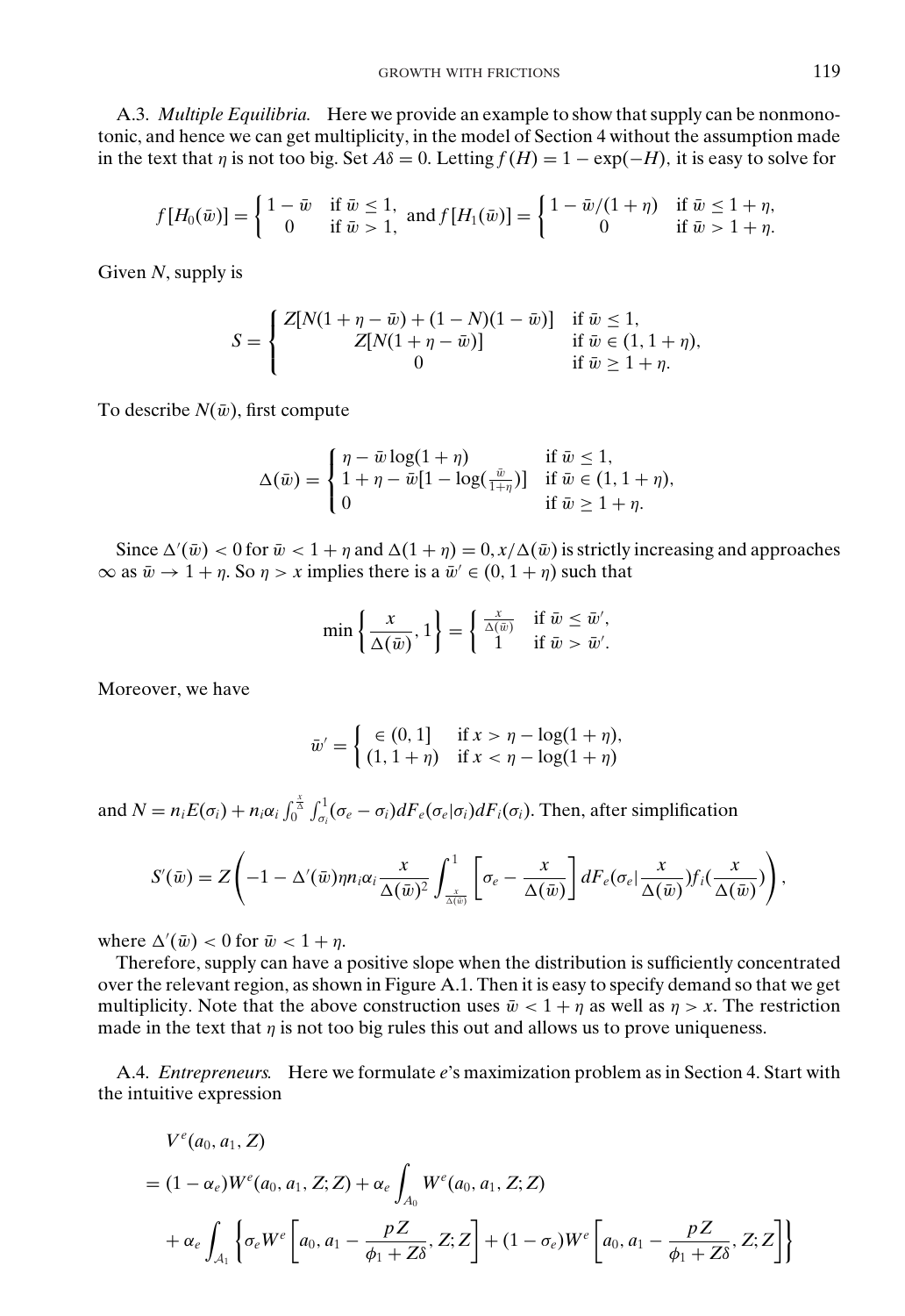A.3. *Multiple Equilibria.* Here we provide an example to show that supply can be nonmonotonic, and hence we can get multiplicity, in the model of Section 4 without the assumption made in the text that $\eta$ is not too big. Set $A\delta = 0$. Letting $f(H) = 1 - \exp(-H)$, it is easy to solve for

$$f[H_0(\bar{w})] = \begin{cases} 1-\bar{w} & \text{if } \bar{w} \le 1, \\ 0 & \text{if } \bar{w} > 1, \end{cases} \text{ and } f[H_1(\bar{w})] = \begin{cases} 1-\bar{w}/(1+\eta) & \text{if } \bar{w} \le 1+\eta, \\ 0 & \text{if } \bar{w} > 1+\eta. \end{cases}$$

Given $N$, supply is

$$S = \begin{cases} Z[N(1+\eta-\bar{w}) + (1-N)(1-\bar{w})] & \text{if } \bar{w} \le 1, \\ Z[N(1+\eta-\bar{w})] & \text{if } \bar{w} \in (1, 1+\eta), \\ 0 & \text{if } \bar{w} \ge 1+\eta. \end{cases}$$

To describe $N(\bar{w})$, first compute

$$\Delta(\bar{w}) = \begin{cases} \eta - \bar{w}\log(1+\eta) & \text{if } \bar{w} \le 1, \\ 1+\eta-\bar{w}[1-\log(\frac{\bar{w}}{1+\eta})] & \text{if } \bar{w} \in (1, 1+\eta), \\ 0 & \text{if } \bar{w} \ge 1+\eta. \end{cases}$$

Since $\Delta'(\bar{w}) < 0$ for $\bar{w} < 1+\eta$ and $\Delta(1+\eta) = 0, x/\Delta(\bar{w})$ is strictly increasing and approaches $\infty$ as $\bar{w} \to 1+\eta$. So $\eta > x$ implies there is a $\bar{w}' \in (0, 1+\eta)$ such that

$$\min\left\{\frac{x}{\Delta(\bar{w})}, 1\right\} = \begin{cases} \frac{x}{\Delta(\bar{w})} & \text{if } \bar{w} \le \bar{w}', \\ 1 & \text{if } \bar{w} > \bar{w}'. \end{cases}$$

Moreover, we have

$$\bar{w}' = \begin{cases} \in (0,1] & \text{if } x > \eta - \log(1+\eta), \\ (1, 1+\eta) & \text{if } x < \eta - \log(1+\eta) \end{cases}$$

and $N = n_i E(\sigma_i) + n_i \alpha_i \int_0^{\frac{x}{\Delta}} \int_{\sigma_i}^1 (\sigma_e - \sigma_i) dF_e(\sigma_e|\sigma_i) dF_i(\sigma_i)$. Then, after simplification

$$S'(\bar{w}) = Z\left(-1 - \Delta'(\bar{w})\eta n_i \alpha_i \frac{x}{\Delta(\bar{w})^2} \int_{\frac{x}{\Delta(\bar{w})}}^1 \left[\sigma_e - \frac{x}{\Delta(\bar{w})}\right] dF_e(\sigma_e|\frac{x}{\Delta(\bar{w})}) f_i(\frac{x}{\Delta(\bar{w})})\right),$$

where $\Delta'(\bar{w}) < 0$ for $\bar{w} < 1+\eta$.

Therefore, supply can have a positive slope when the distribution is sufficiently concentrated over the relevant region, as shown in Figure A.1. Then it is easy to specify demand so that we get multiplicity. Note that the above construction uses $\bar{w} < 1+\eta$ as well as $\eta > x$. The restriction made in the text that $\eta$ is not too big rules this out and allows us to prove uniqueness.

A.4. *Entrepreneurs.* Here we formulate $e$'s maximization problem as in Section 4. Start with the intuitive expression

$$\begin{aligned} &V^e(a_0, a_1, Z) \\ &= (1-\alpha_e)W^e(a_0, a_1, Z; Z) + \alpha_e \int_{A_0} W^e(a_0, a_1, Z; Z) \\ &\quad + \alpha_e \int_{\mathcal{A}_1} \left\{\sigma_e W^e\left[a_0, a_1 - \frac{pZ}{\phi_1 + Z\delta}, Z; Z\right] + (1-\sigma_e) W^e\left[a_0, a_1 - \frac{pZ}{\phi_1 + Z\delta}, Z; Z\right]\right\} \end{aligned}$$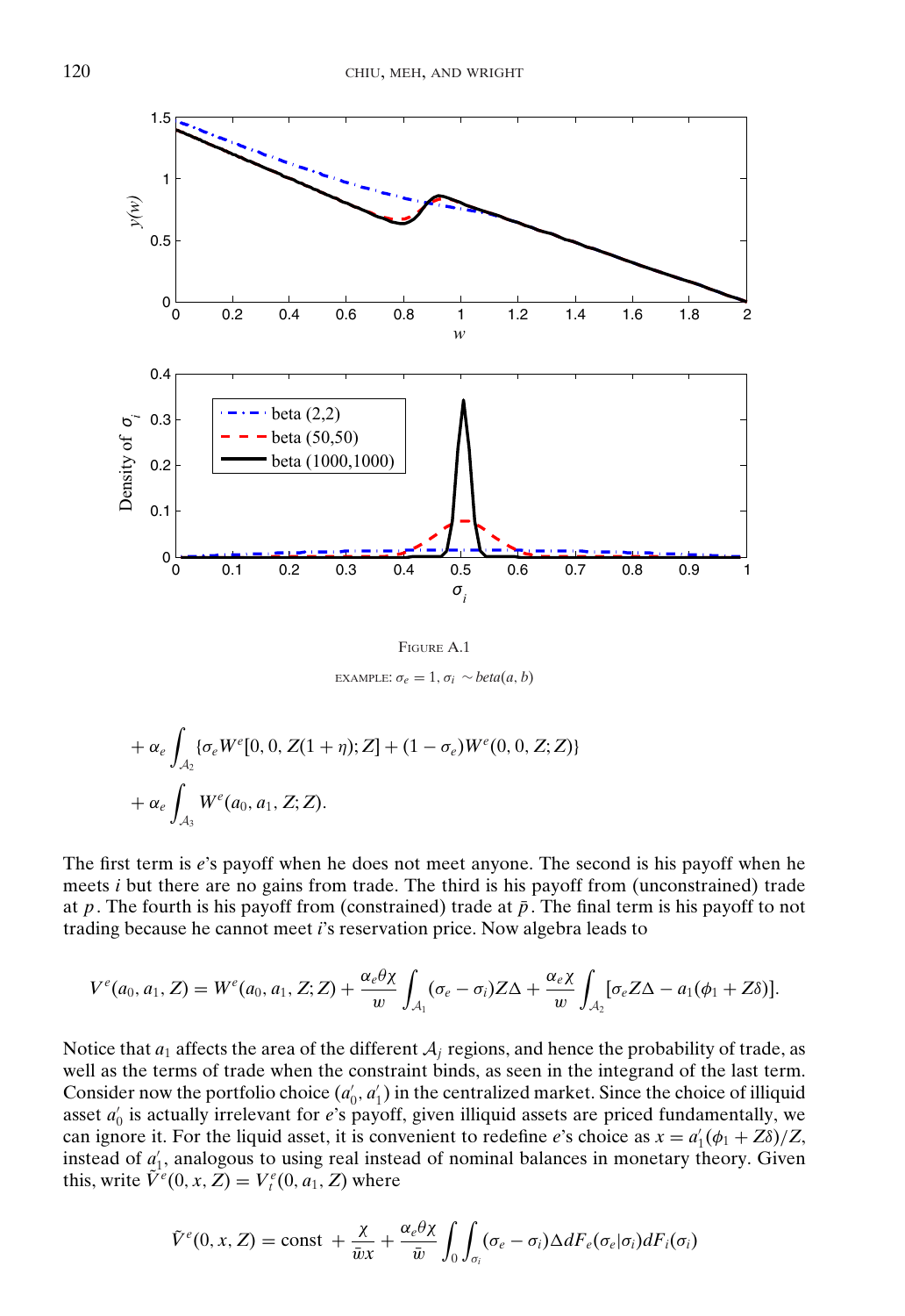FIGURE A.1

EXAMPLE: $\sigma_e = 1, \sigma_i \sim beta(a, b)$

$$+ \alpha_e \int_{\mathcal{A}_2} \{\sigma_e W^e[0, 0, Z(1+\eta); Z] + (1-\sigma_e) W^e(0, 0, Z; Z)\}$$

$$+ \alpha_e \int_{\mathcal{A}_3} W^e(a_0, a_1, Z; Z).$$

The first term is $e$'s payoff when he does not meet anyone. The second is his payoff when he meets $i$ but there are no gains from trade. The third is his payoff from (unconstrained) trade at $p$. The fourth is his payoff from (constrained) trade at $\bar{p}$. The final term is his payoff to not trading because he cannot meet $i$'s reservation price. Now algebra leads to

$$V^e(a_0, a_1, Z) = W^e(a_0, a_1, Z; Z) + \frac{\alpha_e \theta \chi}{w} \int_{\mathcal{A}_1} (\sigma_e - \sigma_i) Z \Delta + \frac{\alpha_e \chi}{w} \int_{\mathcal{A}_2} [\sigma_e Z \Delta - a_1(\phi_1 + Z\delta)].$$

Notice that $a_1$ affects the area of the different $\mathcal{A}_j$ regions, and hence the probability of trade, as well as the terms of trade when the constraint binds, as seen in the integrand of the last term. Consider now the portfolio choice $(a_0', a_1')$ in the centralized market. Since the choice of illiquid asset $a_0'$ is actually irrelevant for $e$'s payoff, given illiquid assets are priced fundamentally, we can ignore it. For the liquid asset, it is convenient to redefine $e$'s choice as $x = a_1'(\phi_1 + Z\delta)/Z$, instead of $a_1'$, analogous to using real instead of nominal balances in monetary theory. Given this, write $\tilde{V}^e(0, x, Z) = V_t^e(0, a_1, Z)$ where

$$\tilde{V}^e(0, x, Z) = \text{const} + \frac{\chi}{\bar{w}x} + \frac{\alpha_e \theta \chi}{\bar{w}} \int_0 \int_{\sigma_i} (\sigma_e - \sigma_i) \Delta dF_e(\sigma_e | \sigma_i) dF_i(\sigma_i)$$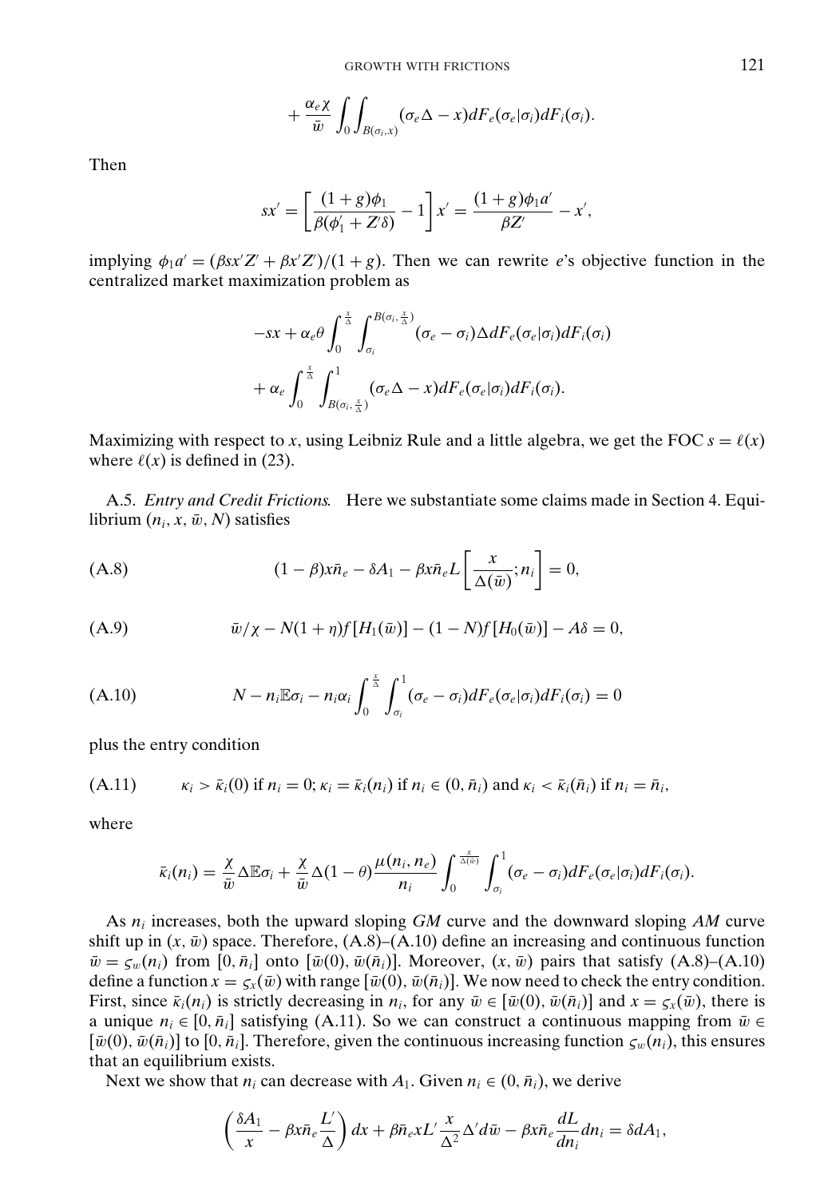$$+ \frac{\alpha_e \chi}{\bar{w}} \int_0 \int_{B(\sigma_i, x)} (\sigma_e \Delta - x) dF_e(\sigma_e|\sigma_i) dF_i(\sigma_i).$$

Then

$$sx' = \left[ \frac{(1+g)\phi_1}{\beta(\phi_1' + Z'\delta)} - 1 \right] x' = \frac{(1+g)\phi_1 a'}{\beta Z'} - x',$$

implying $\phi_1 a' = (\beta s x' Z' + \beta x' Z')/(1+g)$. Then we can rewrite $e$'s objective function in the centralized market maximization problem as

$$-sx + \alpha_e \theta \int_0^{\frac{x}{\Delta}} \int_{\sigma_i}^{B(\sigma_i, \frac{x}{\Delta})} (\sigma_e - \sigma_i) \Delta dF_e(\sigma_e|\sigma_i) dF_i(\sigma_i)$$

$$+ \alpha_e \int_0^{\frac{x}{\Delta}} \int_{B(\sigma_i, \frac{x}{\Delta})}^{1} (\sigma_e \Delta - x) dF_e(\sigma_e|\sigma_i) dF_i(\sigma_i).$$

Maximizing with respect to $x$, using Leibniz Rule and a little algebra, we get the FOC $s = \ell(x)$ where $\ell(x)$ is defined in (23).

A.5. *Entry and Credit Frictions.* Here we substantiate some claims made in Section 4. Equilibrium $(n_i, x, \bar{w}, N)$ satisfies

$$(1-\beta) x \bar{n}_e - \delta A_1 - \beta x \bar{n}_e L\left[ \frac{x}{\Delta(\bar{w})}; n_i \right] = 0, \tag{A.8}$$

$$\bar{w}/\chi - N(1+\eta) f[H_1(\bar{w})] - (1-N) f[H_0(\bar{w})] - A\delta = 0, \tag{A.9}$$

$$N - n_i \mathbb{E}\sigma_i - n_i \alpha_i \int_0^{\frac{x}{\Delta}} \int_{\sigma_i}^{1} (\sigma_e - \sigma_i) dF_e(\sigma_e|\sigma_i) dF_i(\sigma_i) = 0 \tag{A.10}$$

plus the entry condition

$$\kappa_i > \bar{\kappa}_i(0) \text{ if } n_i = 0; \kappa_i = \bar{\kappa}_i(n_i) \text{ if } n_i \in (0, \bar{n}_i) \text{ and } \kappa_i < \bar{\kappa}_i(\bar{n}_i) \text{ if } n_i = \bar{n}_i, \tag{A.11}$$

where

$$\bar{\kappa}_i(n_i) = \frac{\chi}{\bar{w}} \Delta \mathbb{E}\sigma_i + \frac{\chi}{\bar{w}} \Delta (1-\theta) \frac{\mu(n_i, n_e)}{n_i} \int_0^{\frac{x}{\Delta(\bar{w})}} \int_{\sigma_i}^{1} (\sigma_e - \sigma_i) dF_e(\sigma_e|\sigma_i) dF_i(\sigma_i).$$

As $n_i$ increases, both the upward sloping *GM* curve and the downward sloping *AM* curve shift up in $(x, \bar{w})$ space. Therefore, (A.8)–(A.10) define an increasing and continuous function $\bar{w} = \varsigma_w(n_i)$ from $[0, \bar{n}_i]$ onto $[\bar{w}(0), \bar{w}(\bar{n}_i)]$. Moreover, $(x, \bar{w})$ pairs that satisfy (A.8)–(A.10) define a function $x = \varsigma_x(\bar{w})$ with range $[\bar{w}(0), \bar{w}(\bar{n}_i)]$. We now need to check the entry condition. First, since $\bar{\kappa}_i(n_i)$ is strictly decreasing in $n_i$, for any $\bar{w} \in [\bar{w}(0), \bar{w}(\bar{n}_i)]$ and $x = \varsigma_x(\bar{w})$, there is a unique $n_i \in [0, \bar{n}_i]$ satisfying (A.11). So we can construct a continuous mapping from $\bar{w} \in [\bar{w}(0), \bar{w}(\bar{n}_i)]$ to $[0, \bar{n}_i]$. Therefore, given the continuous increasing function $\varsigma_w(n_i)$, this ensures that an equilibrium exists.

Next we show that $n_i$ can decrease with $A_1$. Given $n_i \in (0, \bar{n}_i)$, we derive

$$\left( \frac{\delta A_1}{x} - \beta x \bar{n}_e \frac{L'}{\Delta} \right) dx + \beta \bar{n}_e x L' \frac{x}{\Delta^2} \Delta' d\bar{w} - \beta x \bar{n}_e \frac{dL}{dn_i} dn_i = \delta dA_1,$$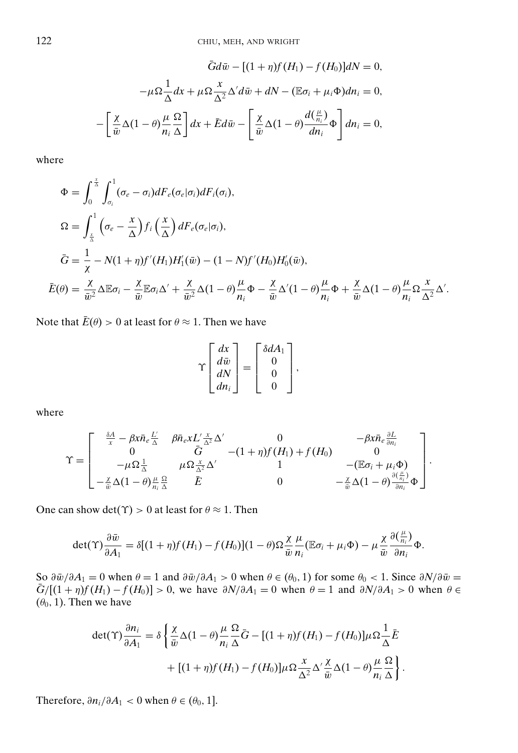$$\bar{G}d\bar{w} - [(1+\eta)f(H_1) - f(H_0)]dN = 0,$$

$$-\mu\Omega\frac{1}{\Delta}dx + \mu\Omega\frac{x}{\Delta^2}\Delta' d\bar{w} + dN - (\mathbb{E}\sigma_i + \mu_i\Phi)dn_i = 0,$$

$$-\left[\frac{\chi}{\bar{w}}\Delta(1-\theta)\frac{\mu}{n_i}\frac{\Omega}{\Delta}\right]dx + \bar{E}d\bar{w} - \left[\frac{\chi}{\bar{w}}\Delta(1-\theta)\frac{d(\frac{\mu}{n_i})}{dn_i}\Phi\right]dn_i = 0,$$

where

$$\Phi = \int_0^{\frac{x}{\Delta}}\int_{\sigma_i}^1 (\sigma_e - \sigma_i)dF_e(\sigma_e|\sigma_i)dF_i(\sigma_i),$$

$$\Omega = \int_{\frac{x}{\Delta}}^1 \left(\sigma_e - \frac{x}{\Delta}\right)f_i\left(\frac{x}{\Delta}\right)dF_e(\sigma_e|\sigma_i),$$

$$\bar{G} = \frac{1}{\chi} - N(1+\eta)f'(H_1)H_1'(\bar{w}) - (1-N)f'(H_0)H_0'(\bar{w}),$$

$$\bar{E}(\theta) = \frac{\chi}{\bar{w}^2}\Delta\mathbb{E}\sigma_i - \frac{\chi}{\bar{w}}\mathbb{E}\sigma_i\Delta' + \frac{\chi}{\bar{w}^2}\Delta(1-\theta)\frac{\mu}{n_i}\Phi - \frac{\chi}{\bar{w}}\Delta'(1-\theta)\frac{\mu}{n_i}\Phi + \frac{\chi}{\bar{w}}\Delta(1-\theta)\frac{\mu}{n_i}\Omega\frac{x}{\Delta^2}\Delta'.$$

Note that $\bar{E}(\theta) > 0$ at least for $\theta \approx 1$. Then we have

$$\Upsilon\begin{bmatrix} dx \\ d\bar{w} \\ dN \\ dn_i \end{bmatrix} = \begin{bmatrix} \delta dA_1 \\ 0 \\ 0 \\ 0 \end{bmatrix},$$

where

$$\Upsilon = \begin{bmatrix} \frac{\delta A}{x} - \beta x\bar{n}_e\frac{L'}{\Delta} & \beta\bar{n}_e xL'\frac{x}{\Delta^2}\Delta' & 0 & -\beta x\bar{n}_e\frac{\partial L}{\partial n_i} \\ 0 & \bar{G} & -(1+\eta)f(H_1) + f(H_0) & 0 \\ -\mu\Omega\frac{1}{\Delta} & \mu\Omega\frac{x}{\Delta^2}\Delta' & 1 & -(\mathbb{E}\sigma_i + \mu_i\Phi) \\ -\frac{\chi}{\bar{w}}\Delta(1-\theta)\frac{\mu}{n_i}\frac{\Omega}{\Delta} & \bar{E} & 0 & -\frac{\chi}{\bar{w}}\Delta(1-\theta)\frac{\partial(\frac{\mu}{n_i})}{\partial n_i}\Phi \end{bmatrix}.$$

One can show $\det(\Upsilon) > 0$ at least for $\theta \approx 1$. Then

$$\det(\Upsilon)\frac{\partial\bar{w}}{\partial A_1} = \delta[(1+\eta)f(H_1) - f(H_0)](1-\theta)\Omega\frac{\chi}{\bar{w}}\frac{\mu}{n_i}(\mathbb{E}\sigma_i + \mu_i\Phi) - \mu\frac{\chi}{\bar{w}}\frac{\partial(\frac{\mu}{n_i})}{\partial n_i}\Phi.$$

So $\partial\bar{w}/\partial A_1 = 0$ when $\theta = 1$ and $\partial\bar{w}/\partial A_1 > 0$ when $\theta \in (\theta_0, 1)$ for some $\theta_0 < 1$. Since $\partial N/\partial\bar{w} = \bar{G}/[(1+\eta)f(H_1) - f(H_0)] > 0$, we have $\partial N/\partial A_1 = 0$ when $\theta = 1$ and $\partial N/\partial A_1 > 0$ when $\theta \in (\theta_0, 1)$. Then we have

$$\det(\Upsilon)\frac{\partial n_i}{\partial A_1} = \delta\left\{\frac{\chi}{\bar{w}}\Delta(1-\theta)\frac{\mu}{n_i}\frac{\Omega}{\Delta}\bar{G} - [(1+\eta)f(H_1) - f(H_0)]\mu\Omega\frac{1}{\Delta}\bar{E} + [(1+\eta)f(H_1) - f(H_0)]\mu\Omega\frac{x}{\Delta^2}\Delta'\frac{\chi}{\bar{w}}\Delta(1-\theta)\frac{\mu}{n_i}\frac{\Omega}{\Delta}\right\}.$$

Therefore, $\partial n_i/\partial A_1 < 0$ when $\theta \in (\theta_0, 1]$.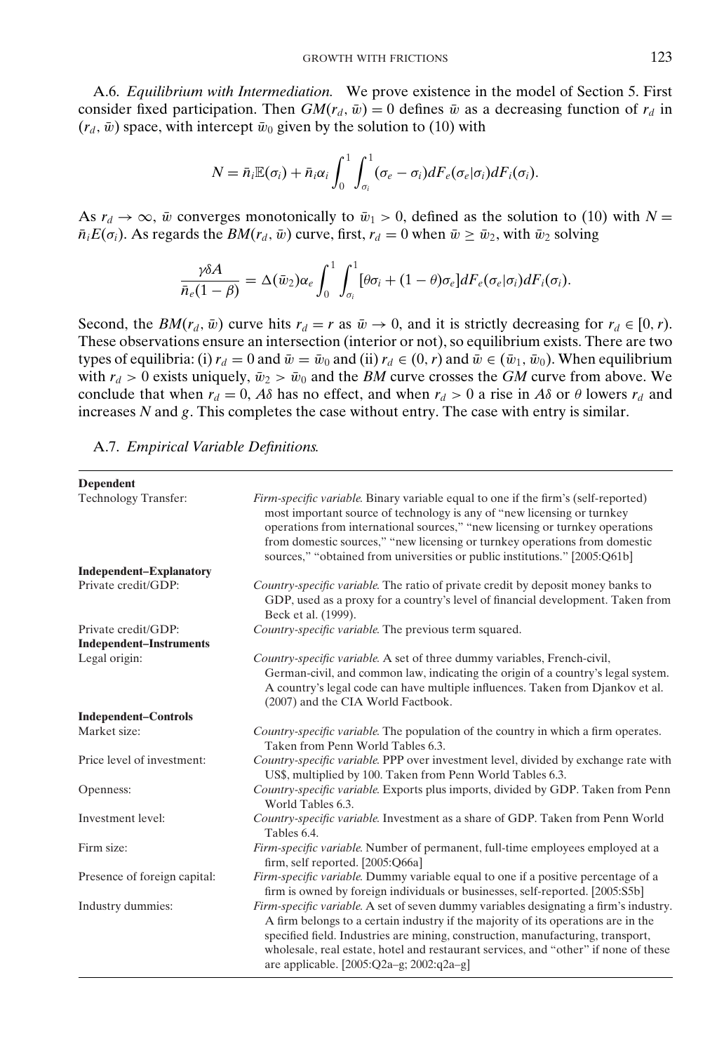A.6. *Equilibrium with Intermediation.* We prove existence in the model of Section 5. First consider fixed participation. Then $GM(r_d, \bar{w}) = 0$ defines $\bar{w}$ as a decreasing function of $r_d$ in $(r_d, \bar{w})$ space, with intercept $\bar{w}_0$ given by the solution to (10) with

$$N = \bar{n}_i \mathbb{E}(\sigma_i) + \bar{n}_i \alpha_i \int_0^1 \int_{\sigma_i}^1 (\sigma_e - \sigma_i) dF_e(\sigma_e|\sigma_i) dF_i(\sigma_i).$$

As $r_d \to \infty$, $\bar{w}$ converges monotonically to $\bar{w}_1 > 0$, defined as the solution to (10) with $N = \bar{n}_i E(\sigma_i)$. As regards the $BM(r_d, \bar{w})$ curve, first, $r_d = 0$ when $\bar{w} \geq \bar{w}_2$, with $\bar{w}_2$ solving

$$\frac{\gamma \delta A}{\bar{n}_e(1-\beta)} = \Delta(\bar{w}_2)\alpha_e \int_0^1 \int_{\sigma_i}^1 [\theta \sigma_i + (1-\theta)\sigma_e] dF_e(\sigma_e|\sigma_i) dF_i(\sigma_i).$$

Second, the $BM(r_d, \bar{w})$ curve hits $r_d = r$ as $\bar{w} \to 0$, and it is strictly decreasing for $r_d \in [0, r)$. These observations ensure an intersection (interior or not), so equilibrium exists. There are two types of equilibria: (i) $r_d = 0$ and $\bar{w} = \bar{w}_0$ and (ii) $r_d \in (0, r)$ and $\bar{w} \in (\bar{w}_1, \bar{w}_0)$. When equilibrium with $r_d > 0$ exists uniquely, $\bar{w}_2 > \bar{w}_0$ and the $BM$ curve crosses the $GM$ curve from above. We conclude that when $r_d = 0$, $A\delta$ has no effect, and when $r_d > 0$ a rise in $A\delta$ or $\theta$ lowers $r_d$ and increases $N$ and $g$. This completes the case without entry. The case with entry is similar.

A.7. *Empirical Variable Definitions.*

| | |
|---|---|
| **Dependent** | |
| Technology Transfer: | *Firm-specific variable.* Binary variable equal to one if the firm's (self-reported) most important source of technology is any of "new licensing or turnkey operations from international sources," "new licensing or turnkey operations from domestic sources," "new licensing or turnkey operations from domestic sources," "obtained from universities or public institutions." [2005:Q61b] |
| **Independent–Explanatory** | |
| Private credit/GDP: | *Country-specific variable.* The ratio of private credit by deposit money banks to GDP, used as a proxy for a country's level of financial development. Taken from Beck et al. (1999). |
| Private credit/GDP: | *Country-specific variable.* The previous term squared. |
| **Independent–Instruments** | |
| Legal origin: | *Country-specific variable.* A set of three dummy variables, French-civil, German-civil, and common law, indicating the origin of a country's legal system. A country's legal code can have multiple influences. Taken from Djankov et al. (2007) and the CIA World Factbook. |
| **Independent–Controls** | |
| Market size: | *Country-specific variable.* The population of the country in which a firm operates. Taken from Penn World Tables 6.3. |
| Price level of investment: | *Country-specific variable.* PPP over investment level, divided by exchange rate with US$, multiplied by 100. Taken from Penn World Tables 6.3. |
| Openness: | *Country-specific variable.* Exports plus imports, divided by GDP. Taken from Penn World Tables 6.3. |
| Investment level: | *Country-specific variable.* Investment as a share of GDP. Taken from Penn World Tables 6.4. |
| Firm size: | *Firm-specific variable.* Number of permanent, full-time employees employed at a firm, self reported. [2005:Q66a] |
| Presence of foreign capital: | *Firm-specific variable.* Dummy variable equal to one if a positive percentage of a firm is owned by foreign individuals or businesses, self-reported. [2005:S5b] |
| Industry dummies: | *Firm-specific variable.* A set of seven dummy variables designating a firm's industry. A firm belongs to a certain industry if the majority of its operations are in the specified field. Industries are mining, construction, manufacturing, transport, wholesale, real estate, hotel and restaurant services, and "other" if none of these are applicable. [2005:Q2a–g; 2002:q2a–g] |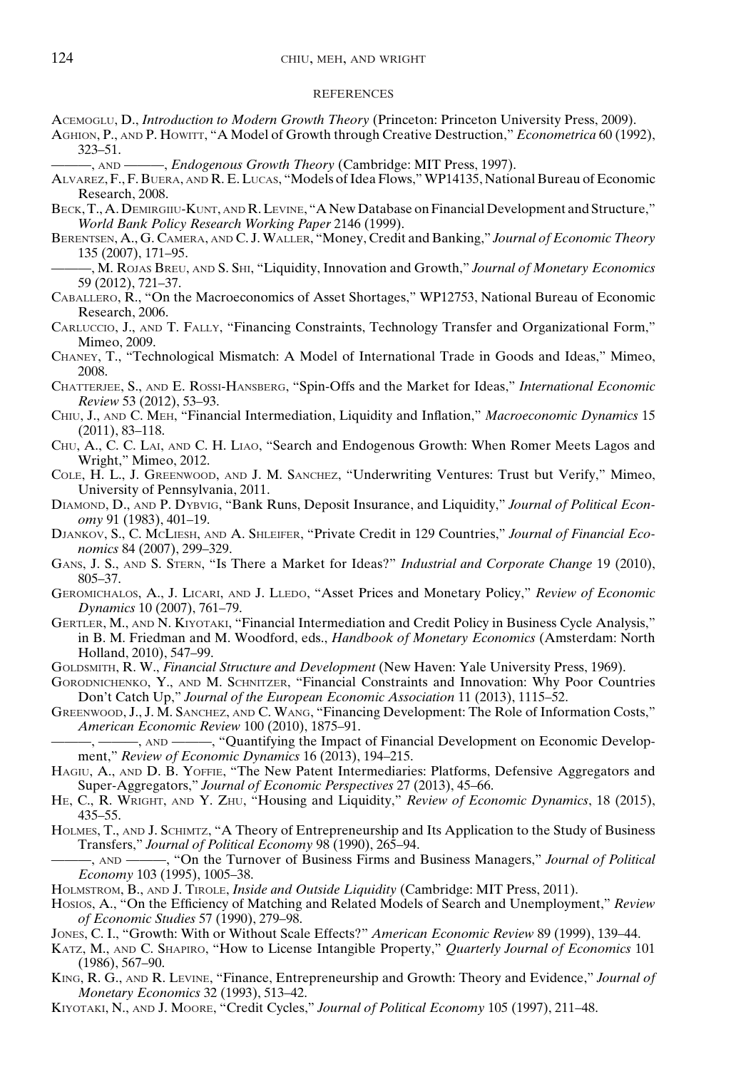## REFERENCES

Acemoglu, D., *Introduction to Modern Growth Theory* (Princeton: Princeton University Press, 2009).

Aghion, P., and P. Howitt, "A Model of Growth through Creative Destruction," *Econometrica* 60 (1992), 323–51.

———, and ———, *Endogenous Growth Theory* (Cambridge: MIT Press, 1997).

Alvarez, F., F. Buera, and R. E. Lucas, "Models of Idea Flows," WP14135, National Bureau of Economic Research, 2008.

Beck, T., A. Demirguc-Kunt, and R. Levine, "A New Database on Financial Development and Structure," *World Bank Policy Research Working Paper* 2146 (1999).

Berentsen, A., G. Camera, and C. J. Waller, "Money, Credit and Banking," *Journal of Economic Theory* 135 (2007), 171–95.

———, M. Rojas Breu, and S. Shi, "Liquidity, Innovation and Growth," *Journal of Monetary Economics* 59 (2012), 721–37.

Caballero, R., "On the Macroeconomics of Asset Shortages," WP12753, National Bureau of Economic Research, 2006.

Carluccio, J., and T. Fally, "Financing Constraints, Technology Transfer and Organizational Form," Mimeo, 2009.

Chaney, T., "Technological Mismatch: A Model of International Trade in Goods and Ideas," Mimeo, 2008.

Chatterjee, S., and E. Rossi-Hansberg, "Spin-Offs and the Market for Ideas," *International Economic Review* 53 (2012), 53–93.

Chiu, J., and C. Meh, "Financial Intermediation, Liquidity and Inflation," *Macroeconomic Dynamics* 15 (2011), 83–118.

Chu, A., C. C. Lai, and C. H. Liao, "Search and Endogenous Growth: When Romer Meets Lagos and Wright," Mimeo, 2012.

Cole, H. L., J. Greenwood, and J. M. Sanchez, "Underwriting Ventures: Trust but Verify," Mimeo, University of Pennsylvania, 2011.

Diamond, D., and P. Dybvig, "Bank Runs, Deposit Insurance, and Liquidity," *Journal of Political Economy* 91 (1983), 401–19.

Djankov, S., C. McLiesh, and A. Shleifer, "Private Credit in 129 Countries," *Journal of Financial Economics* 84 (2007), 299–329.

Gans, J. S., and S. Stern, "Is There a Market for Ideas?" *Industrial and Corporate Change* 19 (2010), 805–37.

Geromichalos, A., J. Licari, and J. Lledo, "Asset Prices and Monetary Policy," *Review of Economic Dynamics* 10 (2007), 761–79.

Gertler, M., and N. Kiyotaki, "Financial Intermediation and Credit Policy in Business Cycle Analysis," in B. M. Friedman and M. Woodford, eds., *Handbook of Monetary Economics* (Amsterdam: North Holland, 2010), 547–99.

Goldsmith, R. W., *Financial Structure and Development* (New Haven: Yale University Press, 1969).

Gorodnichenko, Y., and M. Schnitzer, "Financial Constraints and Innovation: Why Poor Countries Don't Catch Up," *Journal of the European Economic Association* 11 (2013), 1115–52.

Greenwood, J., J. M. Sanchez, and C. Wang, "Financing Development: The Role of Information Costs," *American Economic Review* 100 (2010), 1875–91.

———, ———, and ———, "Quantifying the Impact of Financial Development on Economic Development," *Review of Economic Dynamics* 16 (2013), 194–215.

Hagiu, A., and D. B. Yoffie, "The New Patent Intermediaries: Platforms, Defensive Aggregators and Super-Aggregators," *Journal of Economic Perspectives* 27 (2013), 45–66.

He, C., R. Wright, and Y. Zhu, "Housing and Liquidity," *Review of Economic Dynamics*, 18 (2015), 435–55.

Holmes, T., and J. Schmitz, "A Theory of Entrepreneurship and Its Application to the Study of Business Transfers," *Journal of Political Economy* 98 (1990), 265–94.

———, and ———, "On the Turnover of Business Firms and Business Managers," *Journal of Political Economy* 103 (1995), 1005–38.

Holmstrom, B., and J. Tirole, *Inside and Outside Liquidity* (Cambridge: MIT Press, 2011).

Hosios, A., "On the Efficiency of Matching and Related Models of Search and Unemployment," *Review of Economic Studies* 57 (1990), 279–98.

Jones, C. I., "Growth: With or Without Scale Effects?" *American Economic Review* 89 (1999), 139–44.

Katz, M., and C. Shapiro, "How to License Intangible Property," *Quarterly Journal of Economics* 101 (1986), 567–90.

King, R. G., and R. Levine, "Finance, Entrepreneurship and Growth: Theory and Evidence," *Journal of Monetary Economics* 32 (1993), 513–42.

Kiyotaki, N., and J. Moore, "Credit Cycles," *Journal of Political Economy* 105 (1997), 211–48.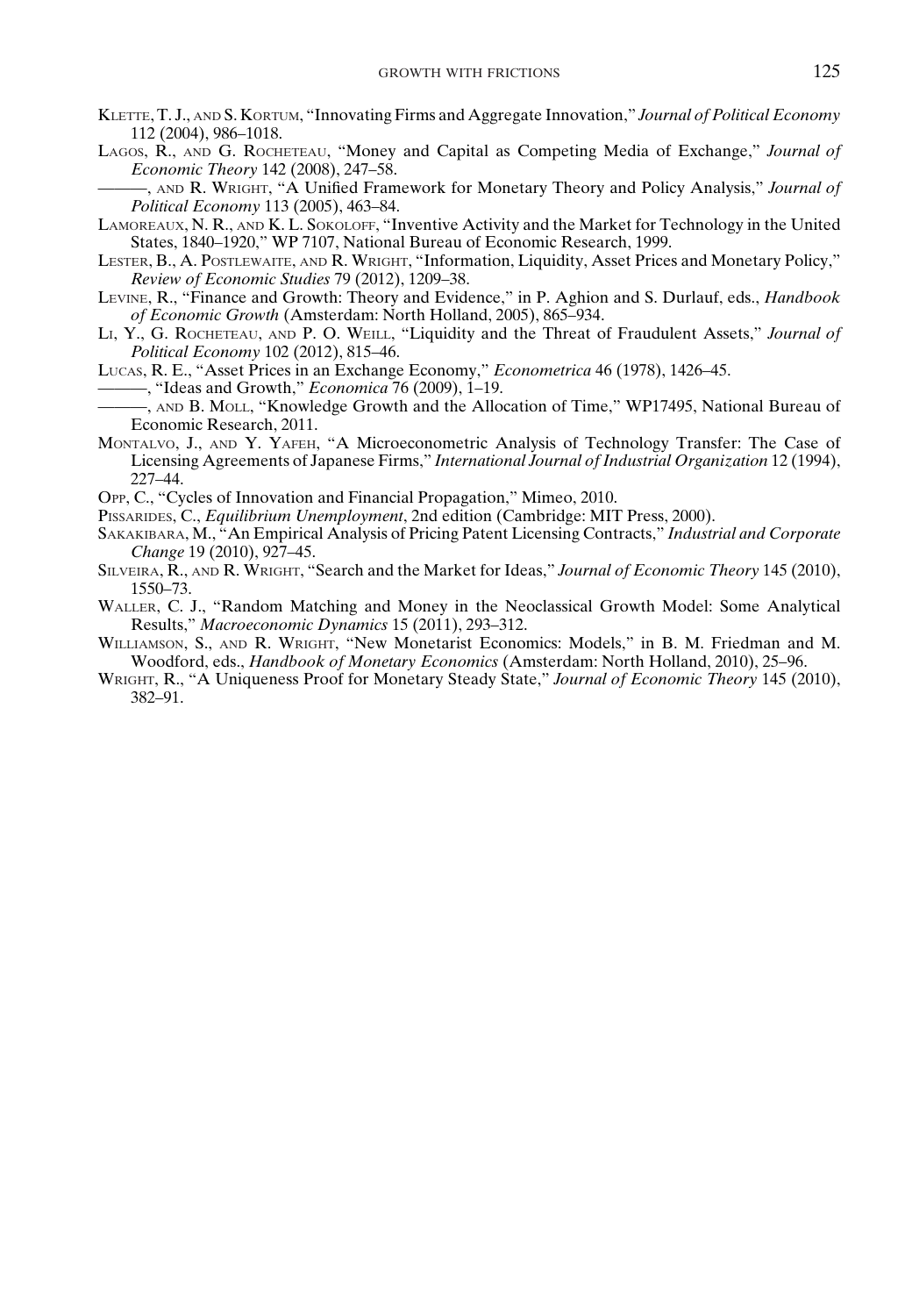Klette, T. J., and S. Kortum, "Innovating Firms and Aggregate Innovation," *Journal of Political Economy* 112 (2004), 986–1018.

Lagos, R., and G. Rocheteau, "Money and Capital as Competing Media of Exchange," *Journal of Economic Theory* 142 (2008), 247–58.

———, and R. Wright, "A Unified Framework for Monetary Theory and Policy Analysis," *Journal of Political Economy* 113 (2005), 463–84.

Lamoreaux, N. R., and K. L. Sokoloff, "Inventive Activity and the Market for Technology in the United States, 1840–1920," WP 7107, National Bureau of Economic Research, 1999.

Lester, B., A. Postlewaite, and R. Wright, "Information, Liquidity, Asset Prices and Monetary Policy," *Review of Economic Studies* 79 (2012), 1209–38.

Levine, R., "Finance and Growth: Theory and Evidence," in P. Aghion and S. Durlauf, eds., *Handbook of Economic Growth* (Amsterdam: North Holland, 2005), 865–934.

Li, Y., G. Rocheteau, and P. O. Weill, "Liquidity and the Threat of Fraudulent Assets," *Journal of Political Economy* 102 (2012), 815–46.

Lucas, R. E., "Asset Prices in an Exchange Economy," *Econometrica* 46 (1978), 1426–45.

———, "Ideas and Growth," *Economica* 76 (2009), 1–19.

———, and B. Moll, "Knowledge Growth and the Allocation of Time," WP17495, National Bureau of Economic Research, 2011.

Montalvo, J., and Y. Yafeh, "A Microeconometric Analysis of Technology Transfer: The Case of Licensing Agreements of Japanese Firms," *International Journal of Industrial Organization* 12 (1994), 227–44.

Opp, C., "Cycles of Innovation and Financial Propagation," Mimeo, 2010.

Pissarides, C., *Equilibrium Unemployment*, 2nd edition (Cambridge: MIT Press, 2000).

Sakakibara, M., "An Empirical Analysis of Pricing Patent Licensing Contracts," *Industrial and Corporate Change* 19 (2010), 927–45.

Silveira, R., and R. Wright, "Search and the Market for Ideas," *Journal of Economic Theory* 145 (2010), 1550–73.

Waller, C. J., "Random Matching and Money in the Neoclassical Growth Model: Some Analytical Results," *Macroeconomic Dynamics* 15 (2011), 293–312.

Williamson, S., and R. Wright, "New Monetarist Economics: Models," in B. M. Friedman and M. Woodford, eds., *Handbook of Monetary Economics* (Amsterdam: North Holland, 2010), 25–96.

Wright, R., "A Uniqueness Proof for Monetary Steady State," *Journal of Economic Theory* 145 (2010), 382–91.